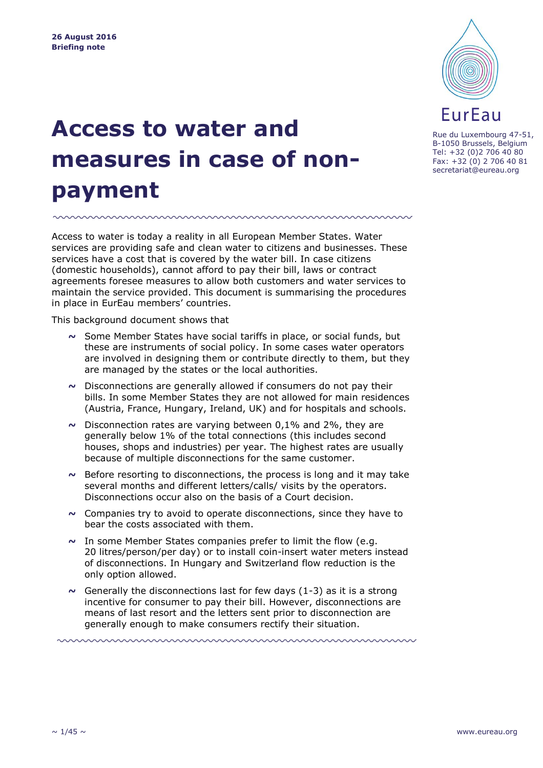**26 August 2016**
**Briefing note**

EurEau

Rue du Luxembourg 47-51,
B-1050 Brussels, Belgium
Tel: +32 (0)2 706 40 80
Fax: +32 (0) 2 706 40 81
secretariat@eureau.org

# Access to water and measures in case of non-payment

Access to water is today a reality in all European Member States. Water services are providing safe and clean water to citizens and businesses. These services have a cost that is covered by the water bill. In case citizens (domestic households), cannot afford to pay their bill, laws or contract agreements foresee measures to allow both customers and water services to maintain the service provided. This document is summarising the procedures in place in EurEau members' countries.

This background document shows that

- Some Member States have social tariffs in place, or social funds, but these are instruments of social policy. In some cases water operators are involved in designing them or contribute directly to them, but they are managed by the states or the local authorities.
- Disconnections are generally allowed if consumers do not pay their bills. In some Member States they are not allowed for main residences (Austria, France, Hungary, Ireland, UK) and for hospitals and schools.
- Disconnection rates are varying between 0,1% and 2%, they are generally below 1% of the total connections (this includes second houses, shops and industries) per year. The highest rates are usually because of multiple disconnections for the same customer.
- Before resorting to disconnections, the process is long and it may take several months and different letters/calls/ visits by the operators. Disconnections occur also on the basis of a Court decision.
- Companies try to avoid to operate disconnections, since they have to bear the costs associated with them.
- In some Member States companies prefer to limit the flow (e.g. 20 litres/person/per day) or to install coin-insert water meters instead of disconnections. In Hungary and Switzerland flow reduction is the only option allowed.
- Generally the disconnections last for few days (1-3) as it is a strong incentive for consumer to pay their bill. However, disconnections are means of last resort and the letters sent prior to disconnection are generally enough to make consumers rectify their situation.

www.eureau.org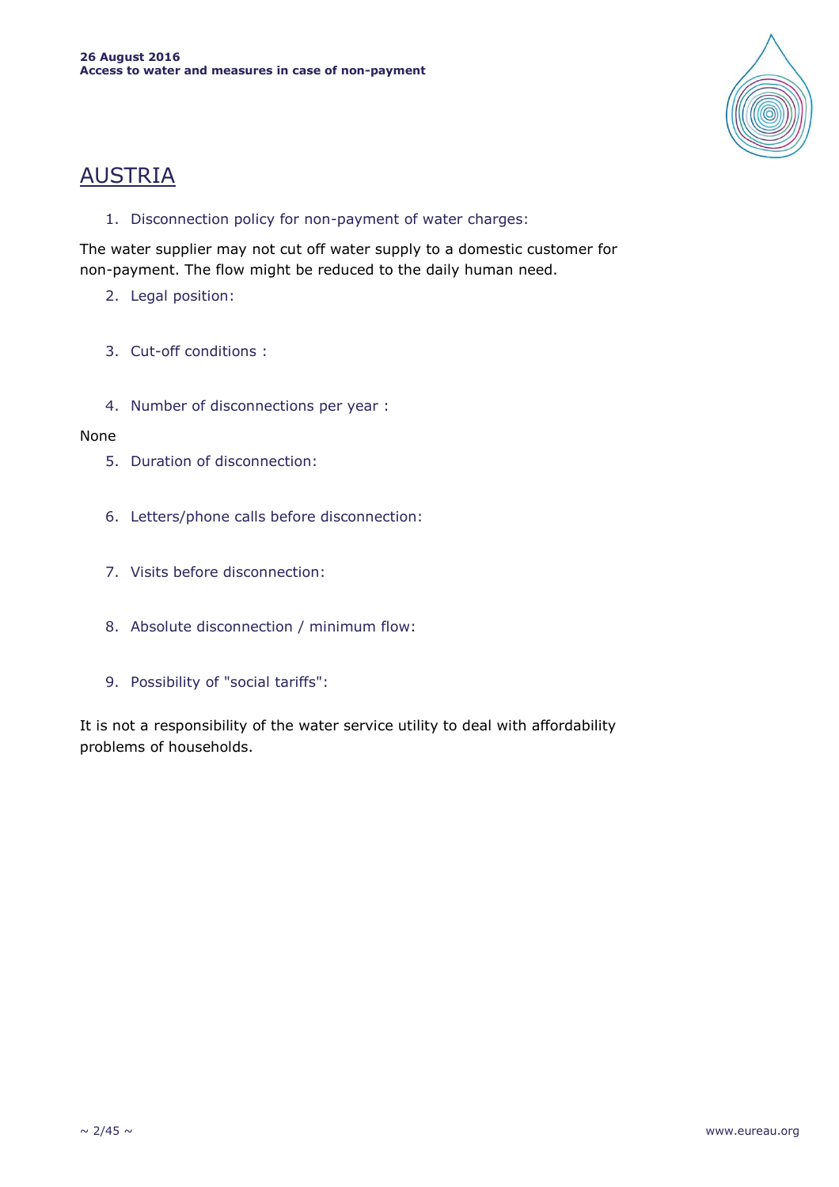# AUSTRIA

1. Disconnection policy for non-payment of water charges:

The water supplier may not cut off water supply to a domestic customer for non-payment. The flow might be reduced to the daily human need.

2. Legal position:

3. Cut-off conditions :

4. Number of disconnections per year :

None

5. Duration of disconnection:

6. Letters/phone calls before disconnection:

7. Visits before disconnection:

8. Absolute disconnection / minimum flow:

9. Possibility of "social tariffs":

It is not a responsibility of the water service utility to deal with affordability problems of households.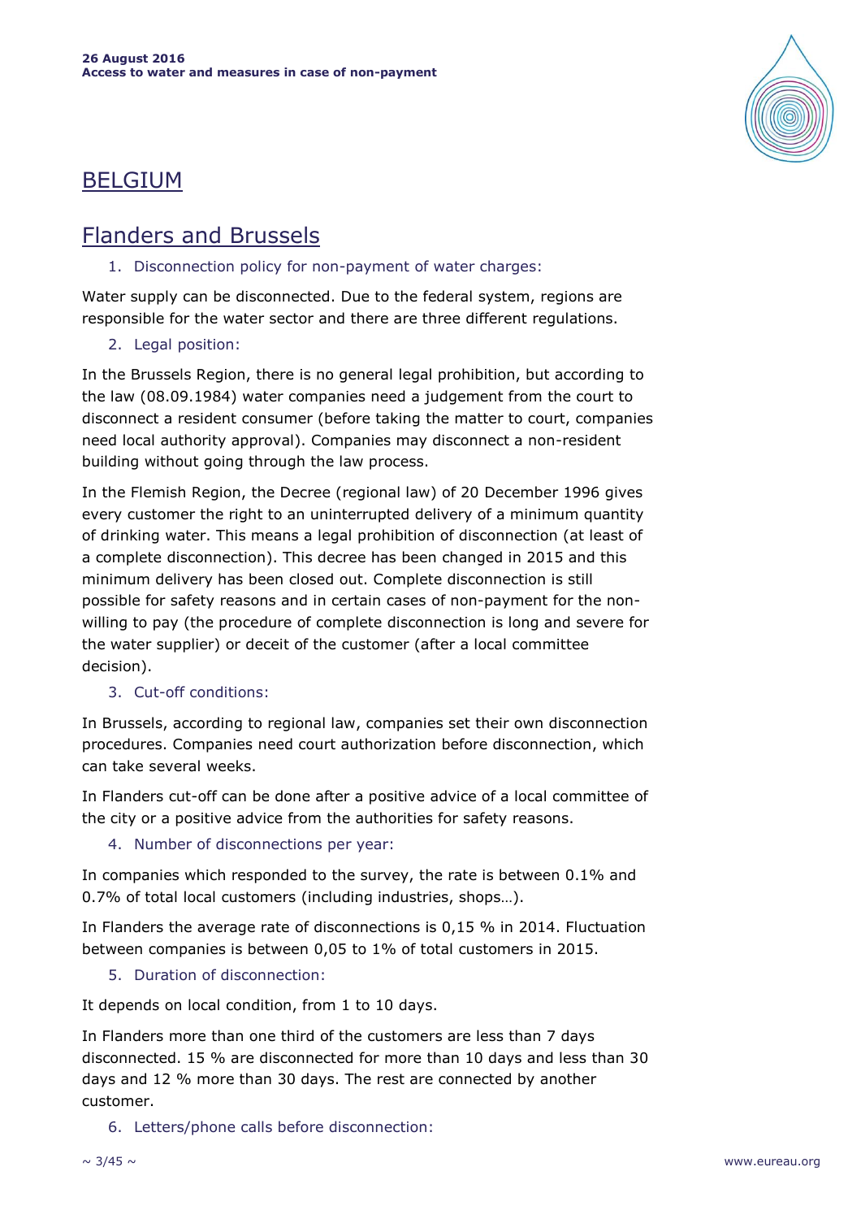# BELGIUM

## Flanders and Brussels

1. Disconnection policy for non-payment of water charges:

Water supply can be disconnected. Due to the federal system, regions are responsible for the water sector and there are three different regulations.

2. Legal position:

In the Brussels Region, there is no general legal prohibition, but according to the law (08.09.1984) water companies need a judgement from the court to disconnect a resident consumer (before taking the matter to court, companies need local authority approval). Companies may disconnect a non-resident building without going through the law process.

In the Flemish Region, the Decree (regional law) of 20 December 1996 gives every customer the right to an uninterrupted delivery of a minimum quantity of drinking water. This means a legal prohibition of disconnection (at least of a complete disconnection). This decree has been changed in 2015 and this minimum delivery has been closed out. Complete disconnection is still possible for safety reasons and in certain cases of non-payment for the non-willing to pay (the procedure of complete disconnection is long and severe for the water supplier) or deceit of the customer (after a local committee decision).

3. Cut-off conditions:

In Brussels, according to regional law, companies set their own disconnection procedures. Companies need court authorization before disconnection, which can take several weeks.

In Flanders cut-off can be done after a positive advice of a local committee of the city or a positive advice from the authorities for safety reasons.

4. Number of disconnections per year:

In companies which responded to the survey, the rate is between 0.1% and 0.7% of total local customers (including industries, shops…).

In Flanders the average rate of disconnections is 0,15 % in 2014. Fluctuation between companies is between 0,05 to 1% of total customers in 2015.

5. Duration of disconnection:

It depends on local condition, from 1 to 10 days.

In Flanders more than one third of the customers are less than 7 days disconnected. 15 % are disconnected for more than 10 days and less than 30 days and 12 % more than 30 days. The rest are connected by another customer.

6. Letters/phone calls before disconnection: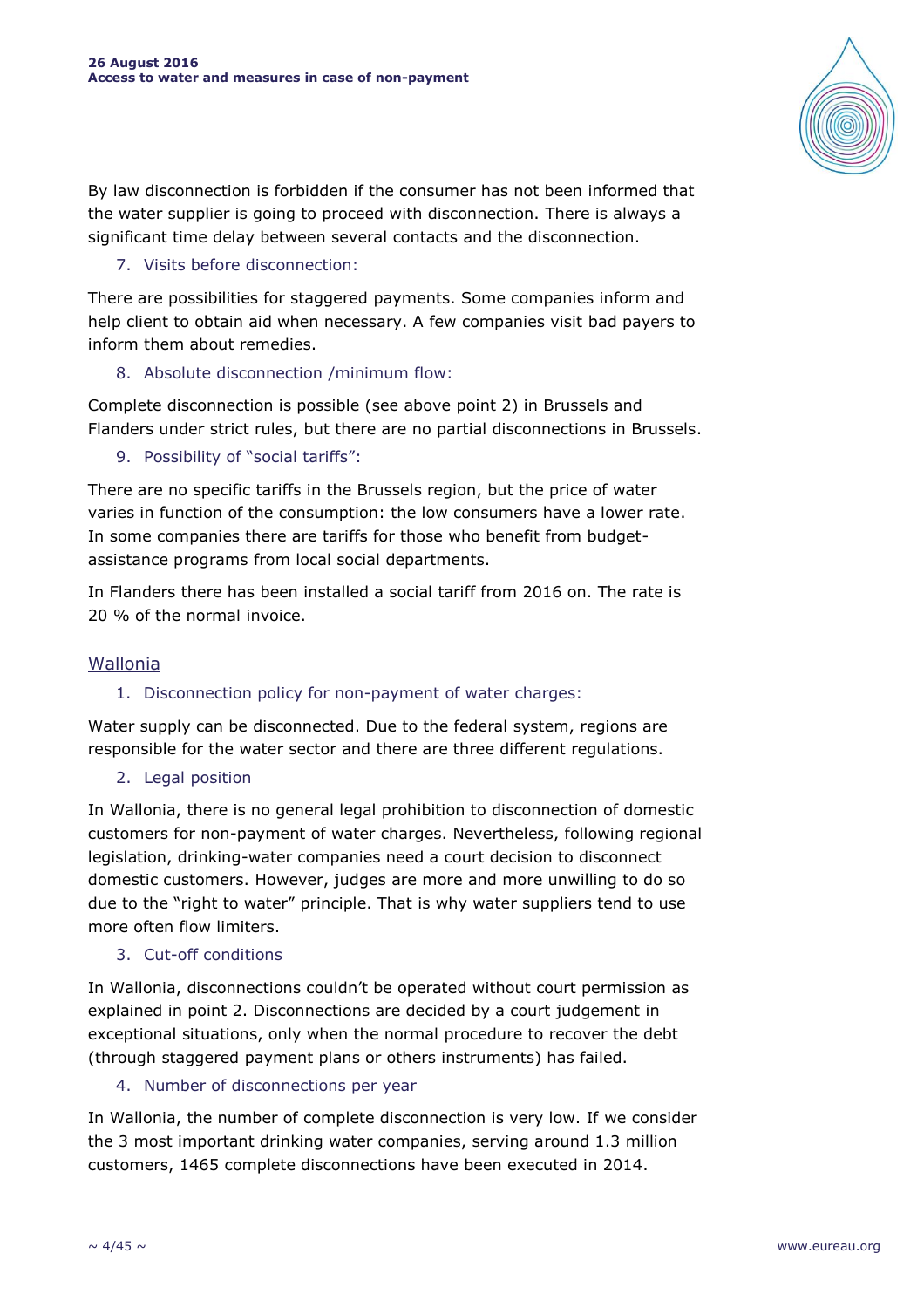By law disconnection is forbidden if the consumer has not been informed that the water supplier is going to proceed with disconnection. There is always a significant time delay between several contacts and the disconnection.

7. Visits before disconnection:

There are possibilities for staggered payments. Some companies inform and help client to obtain aid when necessary. A few companies visit bad payers to inform them about remedies.

8. Absolute disconnection /minimum flow:

Complete disconnection is possible (see above point 2) in Brussels and Flanders under strict rules, but there are no partial disconnections in Brussels.

9. Possibility of "social tariffs":

There are no specific tariffs in the Brussels region, but the price of water varies in function of the consumption: the low consumers have a lower rate. In some companies there are tariffs for those who benefit from budget-assistance programs from local social departments.

In Flanders there has been installed a social tariff from 2016 on. The rate is 20 % of the normal invoice.

## Wallonia

1. Disconnection policy for non-payment of water charges:

Water supply can be disconnected. Due to the federal system, regions are responsible for the water sector and there are three different regulations.

2. Legal position

In Wallonia, there is no general legal prohibition to disconnection of domestic customers for non-payment of water charges. Nevertheless, following regional legislation, drinking-water companies need a court decision to disconnect domestic customers. However, judges are more and more unwilling to do so due to the "right to water" principle. That is why water suppliers tend to use more often flow limiters.

3. Cut-off conditions

In Wallonia, disconnections couldn't be operated without court permission as explained in point 2. Disconnections are decided by a court judgement in exceptional situations, only when the normal procedure to recover the debt (through staggered payment plans or others instruments) has failed.

4. Number of disconnections per year

In Wallonia, the number of complete disconnection is very low. If we consider the 3 most important drinking water companies, serving around 1.3 million customers, 1465 complete disconnections have been executed in 2014.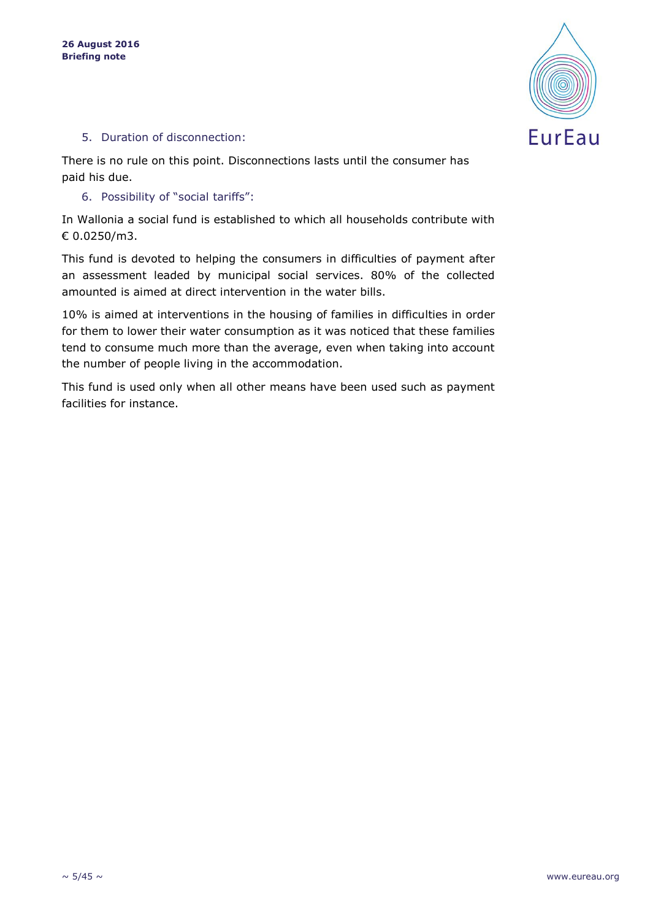5. Duration of disconnection:

There is no rule on this point. Disconnections lasts until the consumer has paid his due.

6. Possibility of "social tariffs":

In Wallonia a social fund is established to which all households contribute with € 0.0250/m3.

This fund is devoted to helping the consumers in difficulties of payment after an assessment leaded by municipal social services. 80% of the collected amounted is aimed at direct intervention in the water bills.

10% is aimed at interventions in the housing of families in difficulties in order for them to lower their water consumption as it was noticed that these families tend to consume much more than the average, even when taking into account the number of people living in the accommodation.

This fund is used only when all other means have been used such as payment facilities for instance.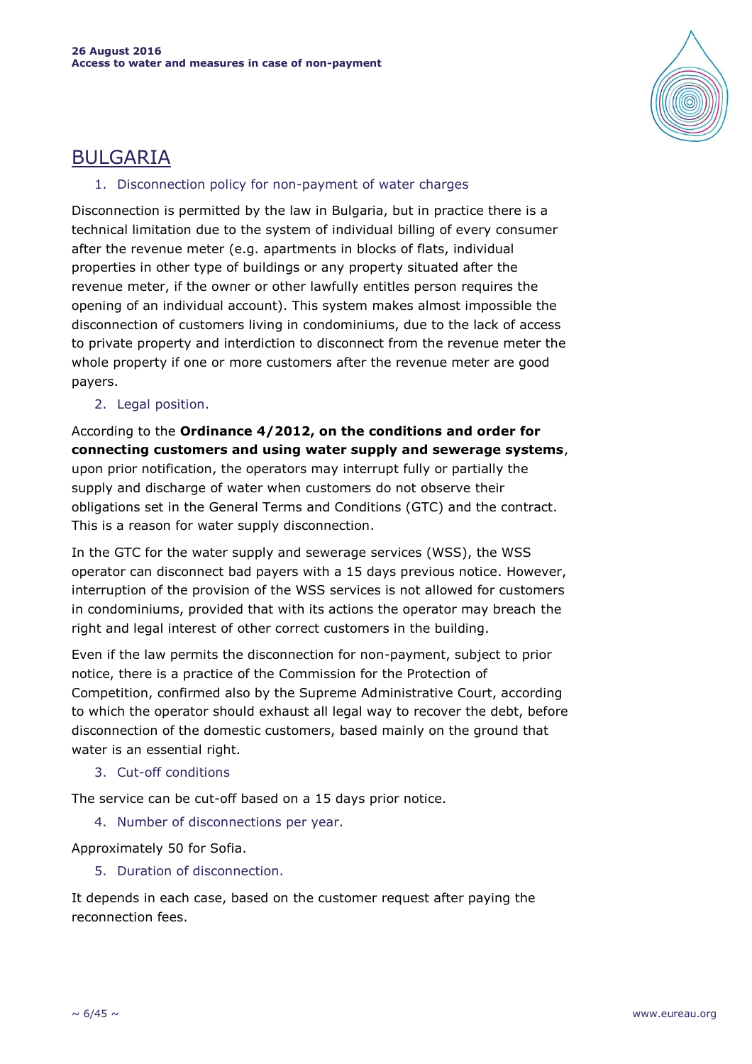# BULGARIA

1. Disconnection policy for non-payment of water charges

Disconnection is permitted by the law in Bulgaria, but in practice there is a technical limitation due to the system of individual billing of every consumer after the revenue meter (e.g. apartments in blocks of flats, individual properties in other type of buildings or any property situated after the revenue meter, if the owner or other lawfully entitles person requires the opening of an individual account). This system makes almost impossible the disconnection of customers living in condominiums, due to the lack of access to private property and interdiction to disconnect from the revenue meter the whole property if one or more customers after the revenue meter are good payers.

2. Legal position.

According to the **Ordinance 4/2012, on the conditions and order for connecting customers and using water supply and sewerage systems**, upon prior notification, the operators may interrupt fully or partially the supply and discharge of water when customers do not observe their obligations set in the General Terms and Conditions (GTC) and the contract. This is a reason for water supply disconnection.

In the GTC for the water supply and sewerage services (WSS), the WSS operator can disconnect bad payers with a 15 days previous notice. However, interruption of the provision of the WSS services is not allowed for customers in condominiums, provided that with its actions the operator may breach the right and legal interest of other correct customers in the building.

Even if the law permits the disconnection for non-payment, subject to prior notice, there is a practice of the Commission for the Protection of Competition, confirmed also by the Supreme Administrative Court, according to which the operator should exhaust all legal way to recover the debt, before disconnection of the domestic customers, based mainly on the ground that water is an essential right.

3. Cut-off conditions

The service can be cut-off based on a 15 days prior notice.

4. Number of disconnections per year.

Approximately 50 for Sofia.

5. Duration of disconnection.

It depends in each case, based on the customer request after paying the reconnection fees.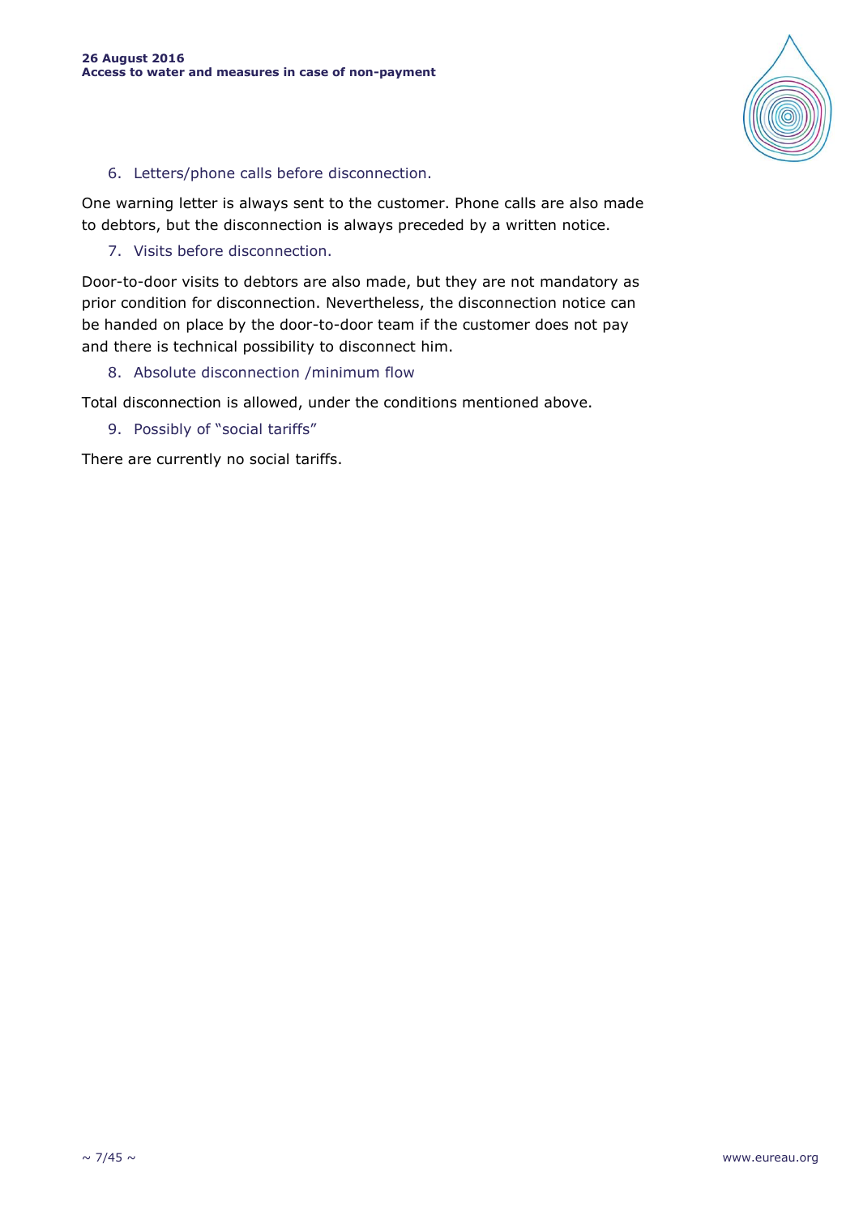6. Letters/phone calls before disconnection.

One warning letter is always sent to the customer. Phone calls are also made to debtors, but the disconnection is always preceded by a written notice.

7. Visits before disconnection.

Door-to-door visits to debtors are also made, but they are not mandatory as prior condition for disconnection. Nevertheless, the disconnection notice can be handed on place by the door-to-door team if the customer does not pay and there is technical possibility to disconnect him.

8. Absolute disconnection /minimum flow

Total disconnection is allowed, under the conditions mentioned above.

9. Possibly of "social tariffs"

There are currently no social tariffs.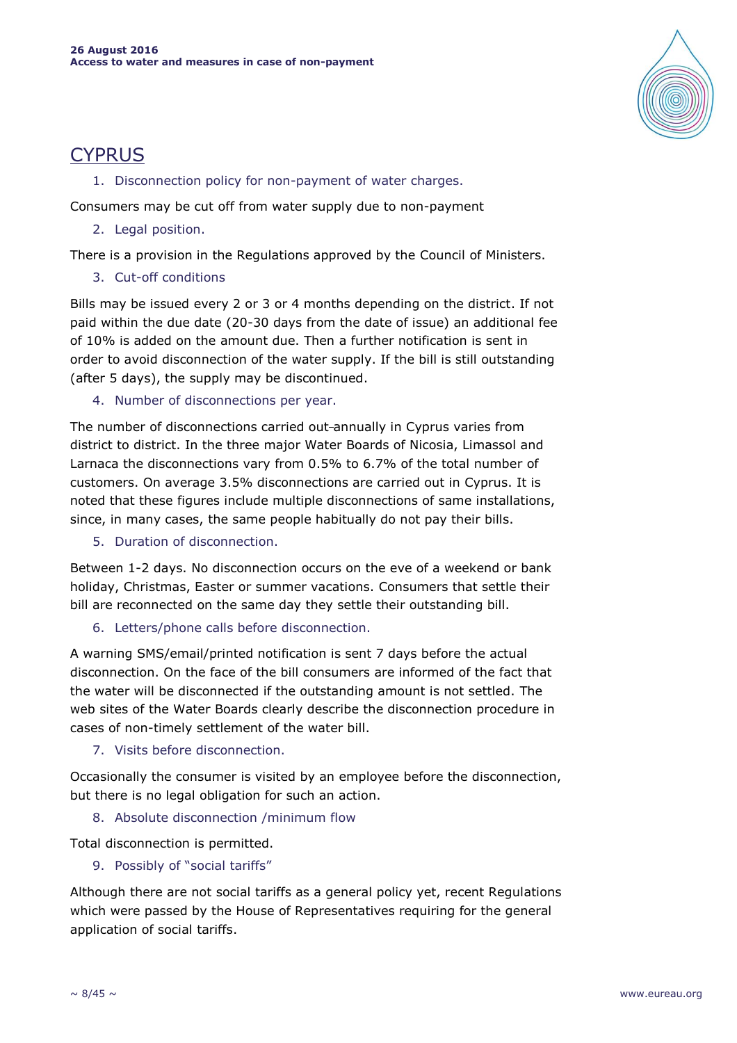# CYPRUS

1. Disconnection policy for non-payment of water charges.

Consumers may be cut off from water supply due to non-payment

2. Legal position.

There is a provision in the Regulations approved by the Council of Ministers.

3. Cut-off conditions

Bills may be issued every 2 or 3 or 4 months depending on the district. If not paid within the due date (20-30 days from the date of issue) an additional fee of 10% is added on the amount due. Then a further notification is sent in order to avoid disconnection of the water supply. If the bill is still outstanding (after 5 days), the supply may be discontinued.

4. Number of disconnections per year.

The number of disconnections carried out annually in Cyprus varies from district to district. In the three major Water Boards of Nicosia, Limassol and Larnaca the disconnections vary from 0.5% to 6.7% of the total number of customers. On average 3.5% disconnections are carried out in Cyprus. It is noted that these figures include multiple disconnections of same installations, since, in many cases, the same people habitually do not pay their bills.

5. Duration of disconnection.

Between 1-2 days. No disconnection occurs on the eve of a weekend or bank holiday, Christmas, Easter or summer vacations. Consumers that settle their bill are reconnected on the same day they settle their outstanding bill.

6. Letters/phone calls before disconnection.

A warning SMS/email/printed notification is sent 7 days before the actual disconnection. On the face of the bill consumers are informed of the fact that the water will be disconnected if the outstanding amount is not settled. The web sites of the Water Boards clearly describe the disconnection procedure in cases of non-timely settlement of the water bill.

7. Visits before disconnection.

Occasionally the consumer is visited by an employee before the disconnection, but there is no legal obligation for such an action.

8. Absolute disconnection /minimum flow

Total disconnection is permitted.

9. Possibly of "social tariffs"

Although there are not social tariffs as a general policy yet, recent Regulations which were passed by the House of Representatives requiring for the general application of social tariffs.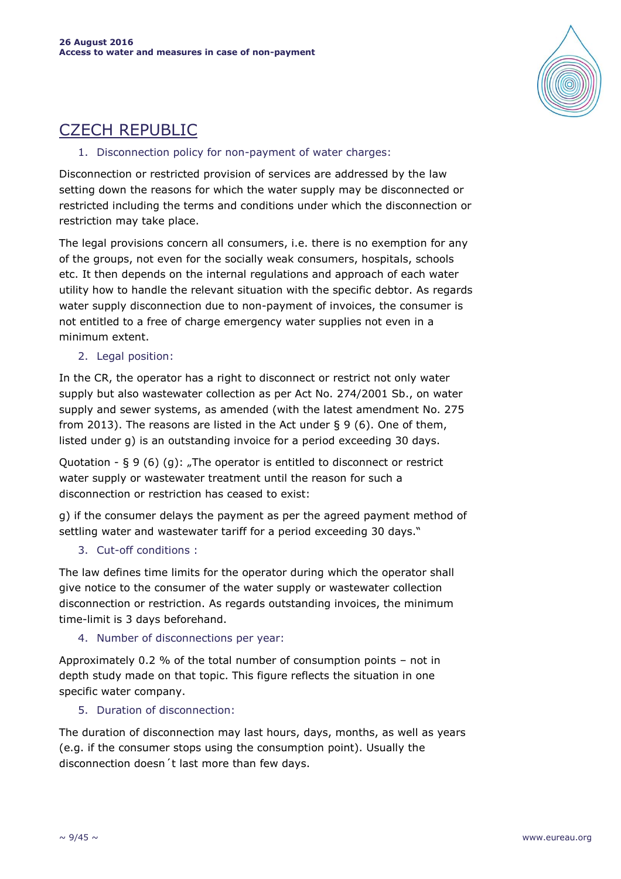# CZECH REPUBLIC

1. Disconnection policy for non-payment of water charges:

Disconnection or restricted provision of services are addressed by the law setting down the reasons for which the water supply may be disconnected or restricted including the terms and conditions under which the disconnection or restriction may take place.

The legal provisions concern all consumers, i.e. there is no exemption for any of the groups, not even for the socially weak consumers, hospitals, schools etc. It then depends on the internal regulations and approach of each water utility how to handle the relevant situation with the specific debtor. As regards water supply disconnection due to non-payment of invoices, the consumer is not entitled to a free of charge emergency water supplies not even in a minimum extent.

2. Legal position:

In the CR, the operator has a right to disconnect or restrict not only water supply but also wastewater collection as per Act No. 274/2001 Sb., on water supply and sewer systems, as amended (with the latest amendment No. 275 from 2013). The reasons are listed in the Act under § 9 (6). One of them, listed under g) is an outstanding invoice for a period exceeding 30 days.

Quotation - § 9 (6) (g): „The operator is entitled to disconnect or restrict water supply or wastewater treatment until the reason for such a disconnection or restriction has ceased to exist:

g) if the consumer delays the payment as per the agreed payment method of settling water and wastewater tariff for a period exceeding 30 days."

3. Cut-off conditions :

The law defines time limits for the operator during which the operator shall give notice to the consumer of the water supply or wastewater collection disconnection or restriction. As regards outstanding invoices, the minimum time-limit is 3 days beforehand.

4. Number of disconnections per year:

Approximately 0.2 % of the total number of consumption points – not in depth study made on that topic. This figure reflects the situation in one specific water company.

5. Duration of disconnection:

The duration of disconnection may last hours, days, months, as well as years (e.g. if the consumer stops using the consumption point). Usually the disconnection doesn´t last more than few days.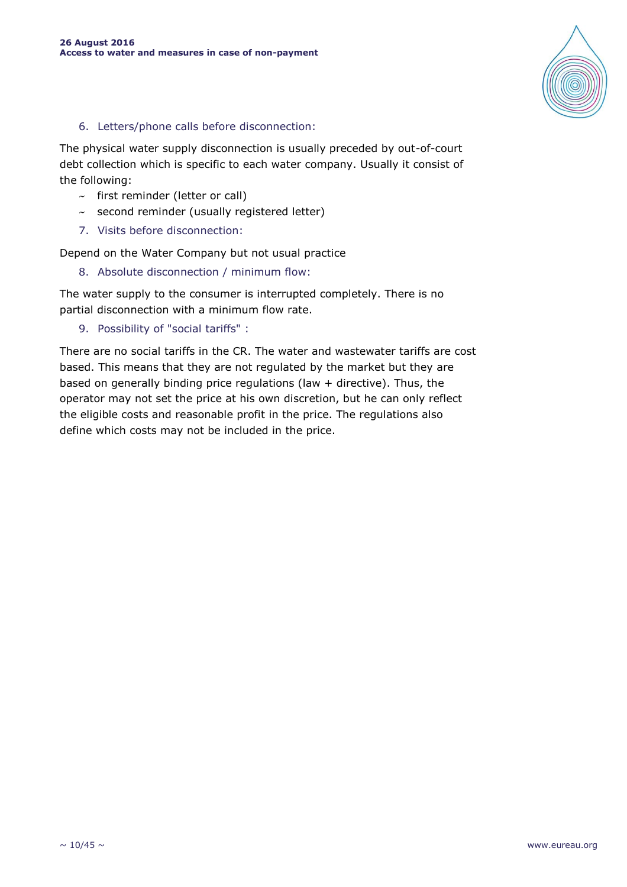6. Letters/phone calls before disconnection:

The physical water supply disconnection is usually preceded by out-of-court debt collection which is specific to each water company. Usually it consist of the following:

- first reminder (letter or call)
- second reminder (usually registered letter)

7. Visits before disconnection:

Depend on the Water Company but not usual practice

8. Absolute disconnection / minimum flow:

The water supply to the consumer is interrupted completely. There is no partial disconnection with a minimum flow rate.

9. Possibility of "social tariffs" :

There are no social tariffs in the CR. The water and wastewater tariffs are cost based. This means that they are not regulated by the market but they are based on generally binding price regulations (law + directive). Thus, the operator may not set the price at his own discretion, but he can only reflect the eligible costs and reasonable profit in the price. The regulations also define which costs may not be included in the price.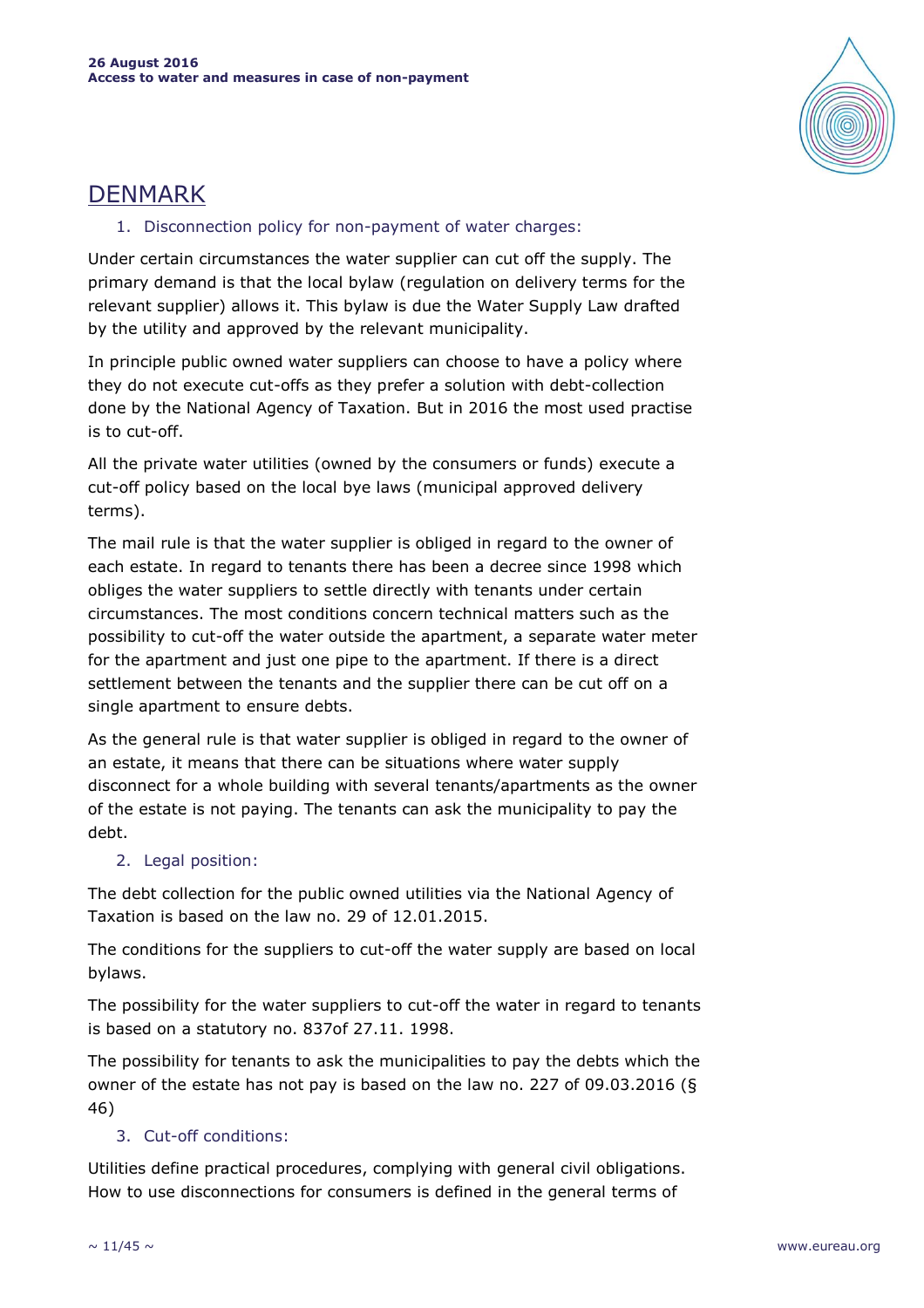## DENMARK

1. Disconnection policy for non-payment of water charges:

Under certain circumstances the water supplier can cut off the supply. The primary demand is that the local bylaw (regulation on delivery terms for the relevant supplier) allows it. This bylaw is due the Water Supply Law drafted by the utility and approved by the relevant municipality.

In principle public owned water suppliers can choose to have a policy where they do not execute cut-offs as they prefer a solution with debt-collection done by the National Agency of Taxation. But in 2016 the most used practise is to cut-off.

All the private water utilities (owned by the consumers or funds) execute a cut-off policy based on the local bye laws (municipal approved delivery terms).

The mail rule is that the water supplier is obliged in regard to the owner of each estate. In regard to tenants there has been a decree since 1998 which obliges the water suppliers to settle directly with tenants under certain circumstances. The most conditions concern technical matters such as the possibility to cut-off the water outside the apartment, a separate water meter for the apartment and just one pipe to the apartment. If there is a direct settlement between the tenants and the supplier there can be cut off on a single apartment to ensure debts.

As the general rule is that water supplier is obliged in regard to the owner of an estate, it means that there can be situations where water supply disconnect for a whole building with several tenants/apartments as the owner of the estate is not paying. The tenants can ask the municipality to pay the debt.

2. Legal position:

The debt collection for the public owned utilities via the National Agency of Taxation is based on the law no. 29 of 12.01.2015.

The conditions for the suppliers to cut-off the water supply are based on local bylaws.

The possibility for the water suppliers to cut-off the water in regard to tenants is based on a statutory no. 837of 27.11. 1998.

The possibility for tenants to ask the municipalities to pay the debts which the owner of the estate has not pay is based on the law no. 227 of 09.03.2016 (§ 46)

3. Cut-off conditions:

Utilities define practical procedures, complying with general civil obligations. How to use disconnections for consumers is defined in the general terms of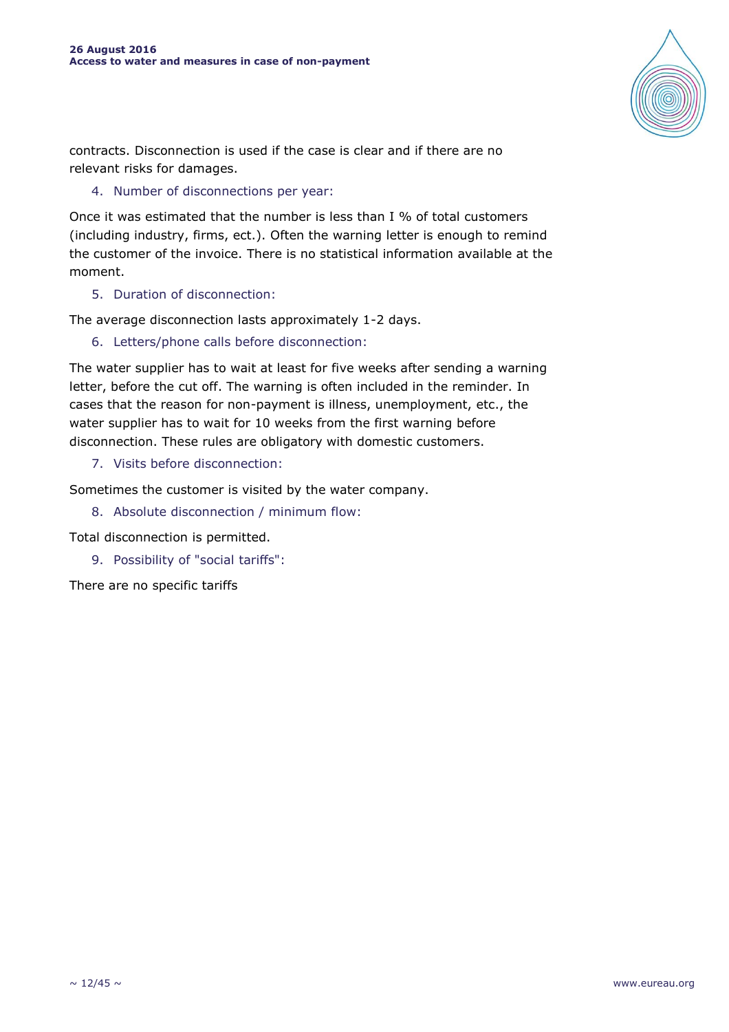contracts. Disconnection is used if the case is clear and if there are no relevant risks for damages.

4. Number of disconnections per year:

Once it was estimated that the number is less than I % of total customers (including industry, firms, ect.). Often the warning letter is enough to remind the customer of the invoice. There is no statistical information available at the moment.

5. Duration of disconnection:

The average disconnection lasts approximately 1-2 days.

6. Letters/phone calls before disconnection:

The water supplier has to wait at least for five weeks after sending a warning letter, before the cut off. The warning is often included in the reminder. In cases that the reason for non-payment is illness, unemployment, etc., the water supplier has to wait for 10 weeks from the first warning before disconnection. These rules are obligatory with domestic customers.

7. Visits before disconnection:

Sometimes the customer is visited by the water company.

8. Absolute disconnection / minimum flow:

Total disconnection is permitted.

9. Possibility of "social tariffs":

There are no specific tariffs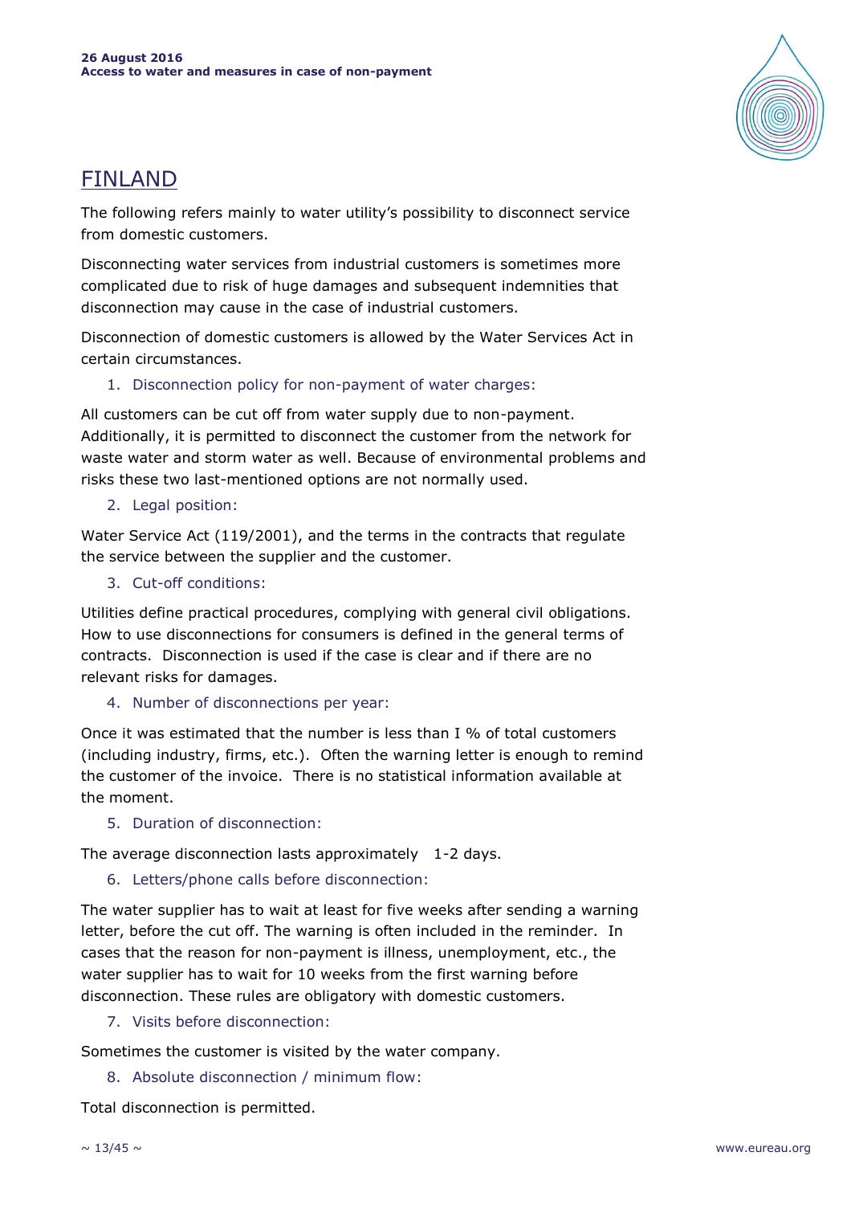# FINLAND

The following refers mainly to water utility's possibility to disconnect service from domestic customers.

Disconnecting water services from industrial customers is sometimes more complicated due to risk of huge damages and subsequent indemnities that disconnection may cause in the case of industrial customers.

Disconnection of domestic customers is allowed by the Water Services Act in certain circumstances.

1. Disconnection policy for non-payment of water charges:

All customers can be cut off from water supply due to non-payment. Additionally, it is permitted to disconnect the customer from the network for waste water and storm water as well. Because of environmental problems and risks these two last-mentioned options are not normally used.

2. Legal position:

Water Service Act (119/2001), and the terms in the contracts that regulate the service between the supplier and the customer.

3. Cut-off conditions:

Utilities define practical procedures, complying with general civil obligations. How to use disconnections for consumers is defined in the general terms of contracts. Disconnection is used if the case is clear and if there are no relevant risks for damages.

4. Number of disconnections per year:

Once it was estimated that the number is less than I % of total customers (including industry, firms, etc.). Often the warning letter is enough to remind the customer of the invoice. There is no statistical information available at the moment.

5. Duration of disconnection:

The average disconnection lasts approximately 1-2 days.

6. Letters/phone calls before disconnection:

The water supplier has to wait at least for five weeks after sending a warning letter, before the cut off. The warning is often included in the reminder. In cases that the reason for non-payment is illness, unemployment, etc., the water supplier has to wait for 10 weeks from the first warning before disconnection. These rules are obligatory with domestic customers.

7. Visits before disconnection:

Sometimes the customer is visited by the water company.

8. Absolute disconnection / minimum flow:

Total disconnection is permitted.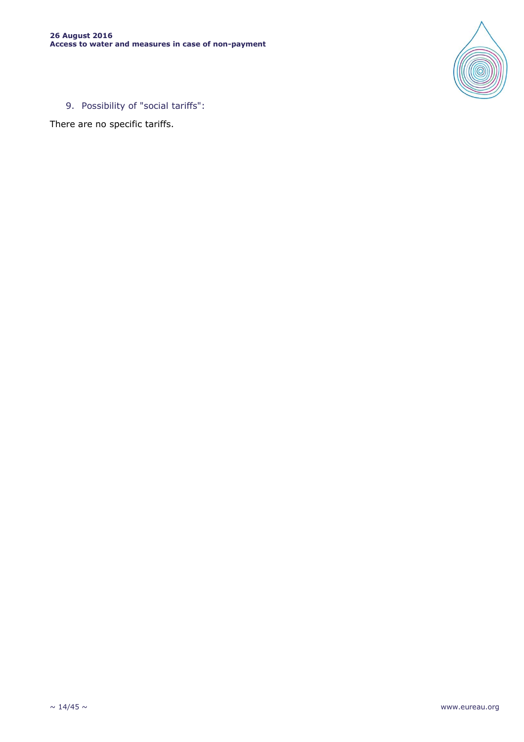9. Possibility of "social tariffs":

There are no specific tariffs.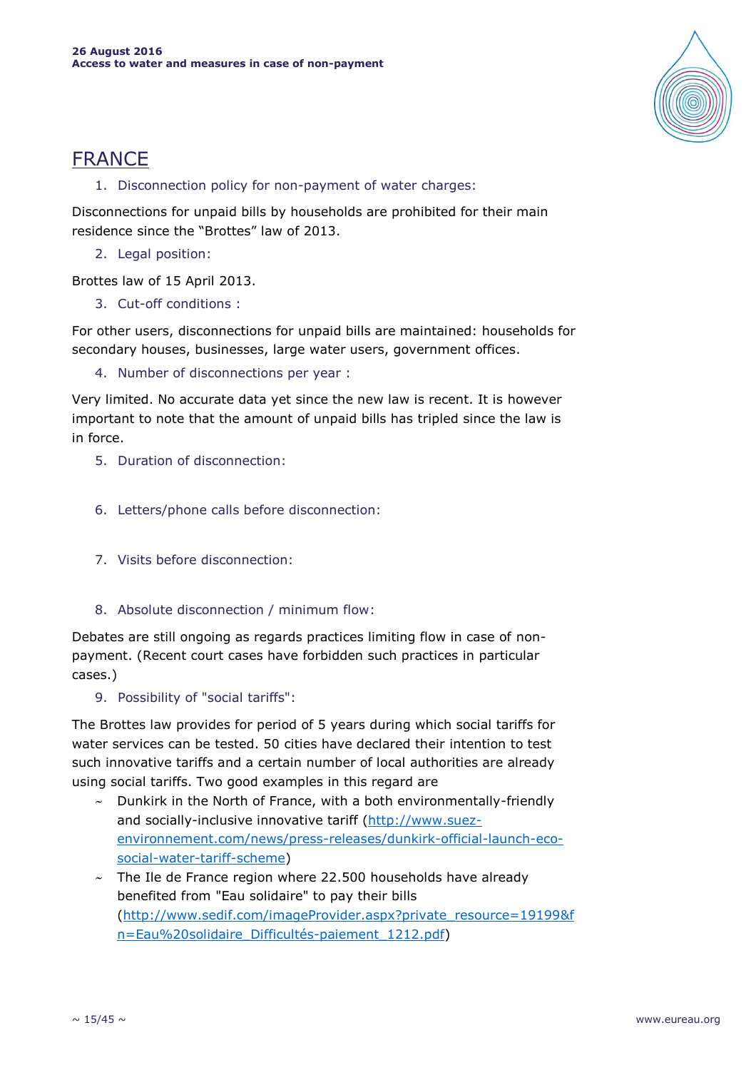## FRANCE

1. Disconnection policy for non-payment of water charges:

Disconnections for unpaid bills by households are prohibited for their main residence since the "Brottes" law of 2013.

2. Legal position:

Brottes law of 15 April 2013.

3. Cut-off conditions :

For other users, disconnections for unpaid bills are maintained: households for secondary houses, businesses, large water users, government offices.

4. Number of disconnections per year :

Very limited. No accurate data yet since the new law is recent. It is however important to note that the amount of unpaid bills has tripled since the law is in force.

5. Duration of disconnection:

6. Letters/phone calls before disconnection:

7. Visits before disconnection:

8. Absolute disconnection / minimum flow:

Debates are still ongoing as regards practices limiting flow in case of non-payment. (Recent court cases have forbidden such practices in particular cases.)

9. Possibility of "social tariffs":

The Brottes law provides for period of 5 years during which social tariffs for water services can be tested. 50 cities have declared their intention to test such innovative tariffs and a certain number of local authorities are already using social tariffs. Two good examples in this regard are

- Dunkirk in the North of France, with a both environmentally-friendly and socially-inclusive innovative tariff (http://www.suez-environnement.com/news/press-releases/dunkirk-official-launch-eco-social-water-tariff-scheme)
- The Ile de France region where 22.500 households have already benefited from "Eau solidaire" to pay their bills (http://www.sedif.com/imageProvider.aspx?private_resource=19199&fn=Eau%20solidaire_Difficultés-paiement_1212.pdf)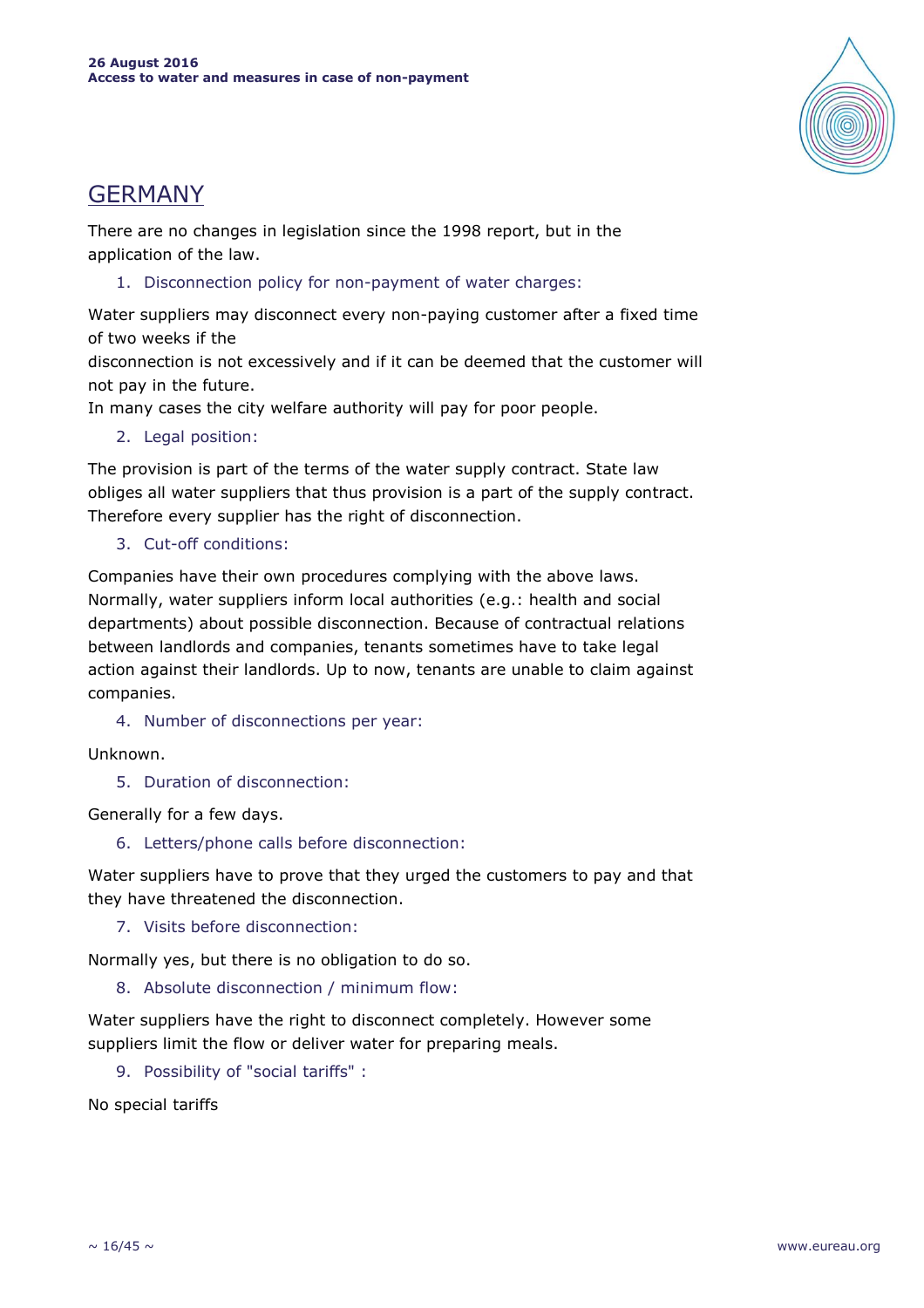## GERMANY

There are no changes in legislation since the 1998 report, but in the application of the law.

1. Disconnection policy for non-payment of water charges:

Water suppliers may disconnect every non-paying customer after a fixed time of two weeks if the disconnection is not excessively and if it can be deemed that the customer will not pay in the future.
In many cases the city welfare authority will pay for poor people.

2. Legal position:

The provision is part of the terms of the water supply contract. State law obliges all water suppliers that thus provision is a part of the supply contract. Therefore every supplier has the right of disconnection.

3. Cut-off conditions:

Companies have their own procedures complying with the above laws. Normally, water suppliers inform local authorities (e.g.: health and social departments) about possible disconnection. Because of contractual relations between landlords and companies, tenants sometimes have to take legal action against their landlords. Up to now, tenants are unable to claim against companies.

4. Number of disconnections per year:

Unknown.

5. Duration of disconnection:

Generally for a few days.

6. Letters/phone calls before disconnection:

Water suppliers have to prove that they urged the customers to pay and that they have threatened the disconnection.

7. Visits before disconnection:

Normally yes, but there is no obligation to do so.

8. Absolute disconnection / minimum flow:

Water suppliers have the right to disconnect completely. However some suppliers limit the flow or deliver water for preparing meals.

9. Possibility of "social tariffs" :

No special tariffs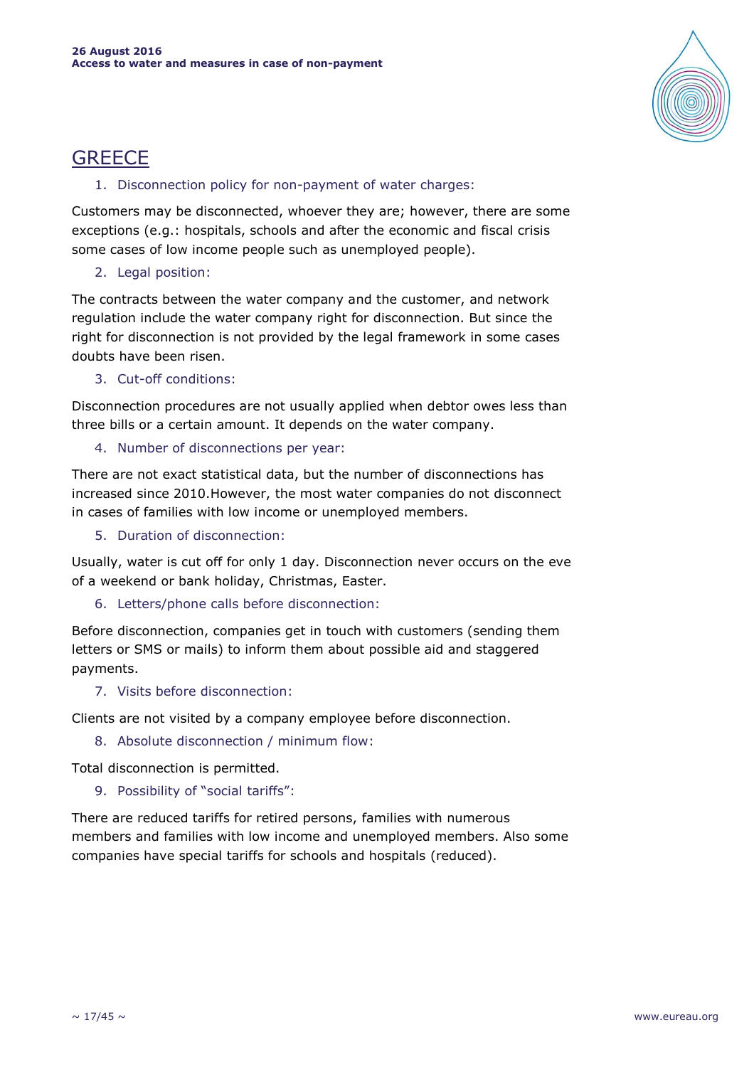## GREECE

1. Disconnection policy for non-payment of water charges:

Customers may be disconnected, whoever they are; however, there are some exceptions (e.g.: hospitals, schools and after the economic and fiscal crisis some cases of low income people such as unemployed people).

2. Legal position:

The contracts between the water company and the customer, and network regulation include the water company right for disconnection. But since the right for disconnection is not provided by the legal framework in some cases doubts have been risen.

3. Cut-off conditions:

Disconnection procedures are not usually applied when debtor owes less than three bills or a certain amount. It depends on the water company.

4. Number of disconnections per year:

There are not exact statistical data, but the number of disconnections has increased since 2010.However, the most water companies do not disconnect in cases of families with low income or unemployed members.

5. Duration of disconnection:

Usually, water is cut off for only 1 day. Disconnection never occurs on the eve of a weekend or bank holiday, Christmas, Easter.

6. Letters/phone calls before disconnection:

Before disconnection, companies get in touch with customers (sending them letters or SMS or mails) to inform them about possible aid and staggered payments.

7. Visits before disconnection:

Clients are not visited by a company employee before disconnection.

8. Absolute disconnection / minimum flow:

Total disconnection is permitted.

9. Possibility of "social tariffs":

There are reduced tariffs for retired persons, families with numerous members and families with low income and unemployed members. Also some companies have special tariffs for schools and hospitals (reduced).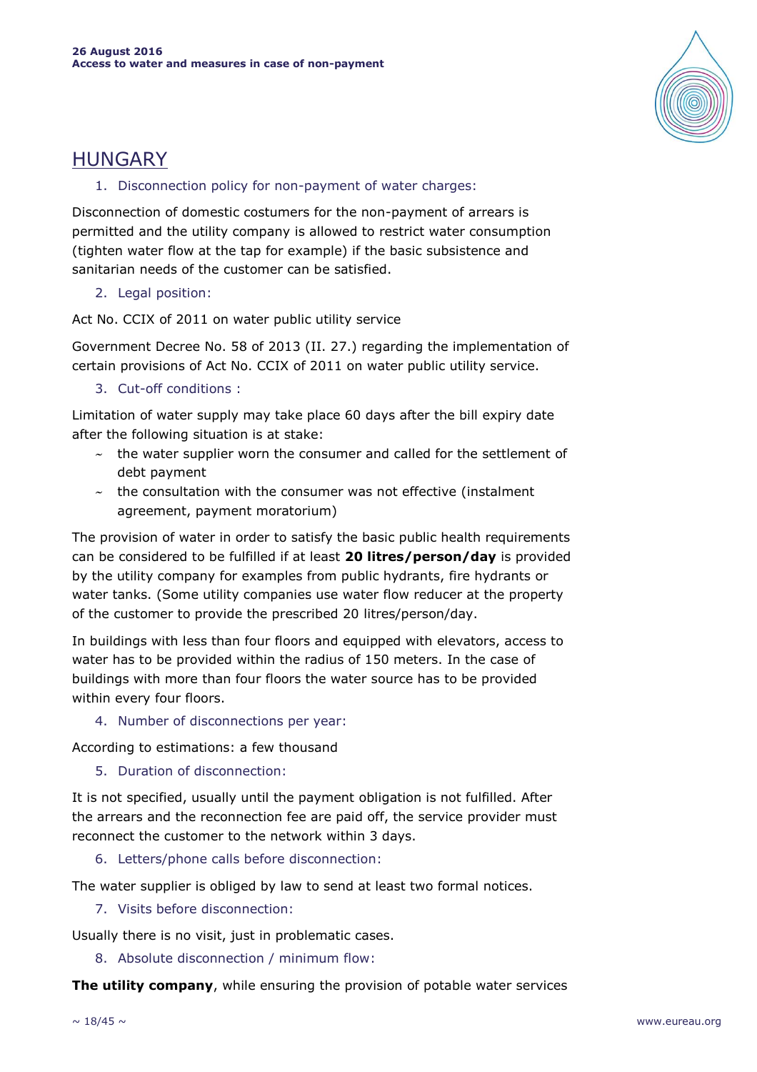# HUNGARY

1. Disconnection policy for non-payment of water charges:

Disconnection of domestic costumers for the non-payment of arrears is permitted and the utility company is allowed to restrict water consumption (tighten water flow at the tap for example) if the basic subsistence and sanitarian needs of the customer can be satisfied.

2. Legal position:

Act No. CCIX of 2011 on water public utility service

Government Decree No. 58 of 2013 (II. 27.) regarding the implementation of certain provisions of Act No. CCIX of 2011 on water public utility service.

3. Cut-off conditions :

Limitation of water supply may take place 60 days after the bill expiry date after the following situation is at stake:

- the water supplier worn the consumer and called for the settlement of debt payment
- the consultation with the consumer was not effective (instalment agreement, payment moratorium)

The provision of water in order to satisfy the basic public health requirements can be considered to be fulfilled if at least **20 litres/person/day** is provided by the utility company for examples from public hydrants, fire hydrants or water tanks. (Some utility companies use water flow reducer at the property of the customer to provide the prescribed 20 litres/person/day.

In buildings with less than four floors and equipped with elevators, access to water has to be provided within the radius of 150 meters. In the case of buildings with more than four floors the water source has to be provided within every four floors.

4. Number of disconnections per year:

According to estimations: a few thousand

5. Duration of disconnection:

It is not specified, usually until the payment obligation is not fulfilled. After the arrears and the reconnection fee are paid off, the service provider must reconnect the customer to the network within 3 days.

6. Letters/phone calls before disconnection:

The water supplier is obliged by law to send at least two formal notices.

7. Visits before disconnection:

Usually there is no visit, just in problematic cases.

8. Absolute disconnection / minimum flow:

**The utility company**, while ensuring the provision of potable water services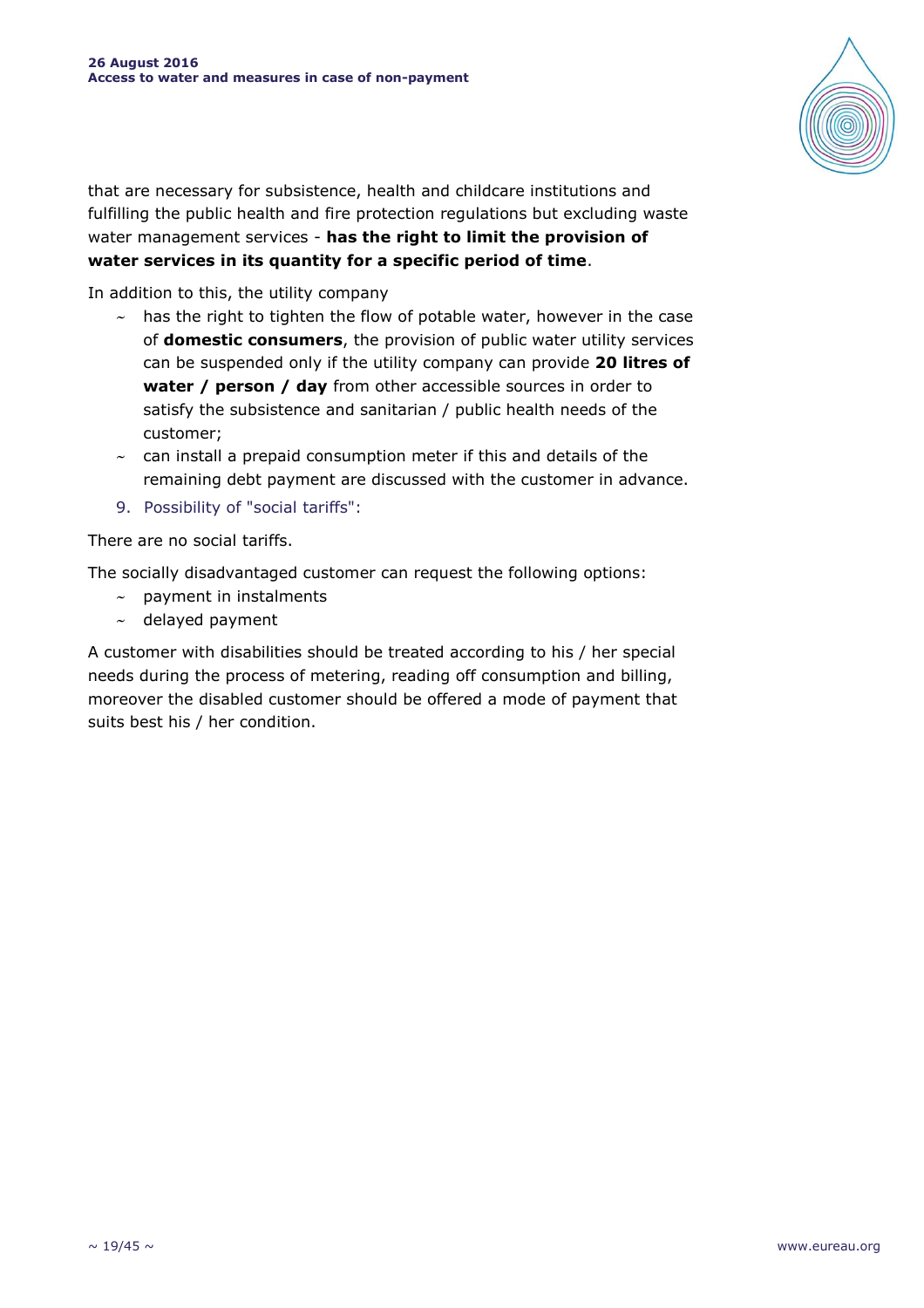that are necessary for subsistence, health and childcare institutions and fulfilling the public health and fire protection regulations but excluding waste water management services - **has the right to limit the provision of water services in its quantity for a specific period of time**.

In addition to this, the utility company

- has the right to tighten the flow of potable water, however in the case of **domestic consumers**, the provision of public water utility services can be suspended only if the utility company can provide **20 litres of water / person / day** from other accessible sources in order to satisfy the subsistence and sanitarian / public health needs of the customer;
- can install a prepaid consumption meter if this and details of the remaining debt payment are discussed with the customer in advance.

9. Possibility of "social tariffs":

There are no social tariffs.

The socially disadvantaged customer can request the following options:

- payment in instalments
- delayed payment

A customer with disabilities should be treated according to his / her special needs during the process of metering, reading off consumption and billing, moreover the disabled customer should be offered a mode of payment that suits best his / her condition.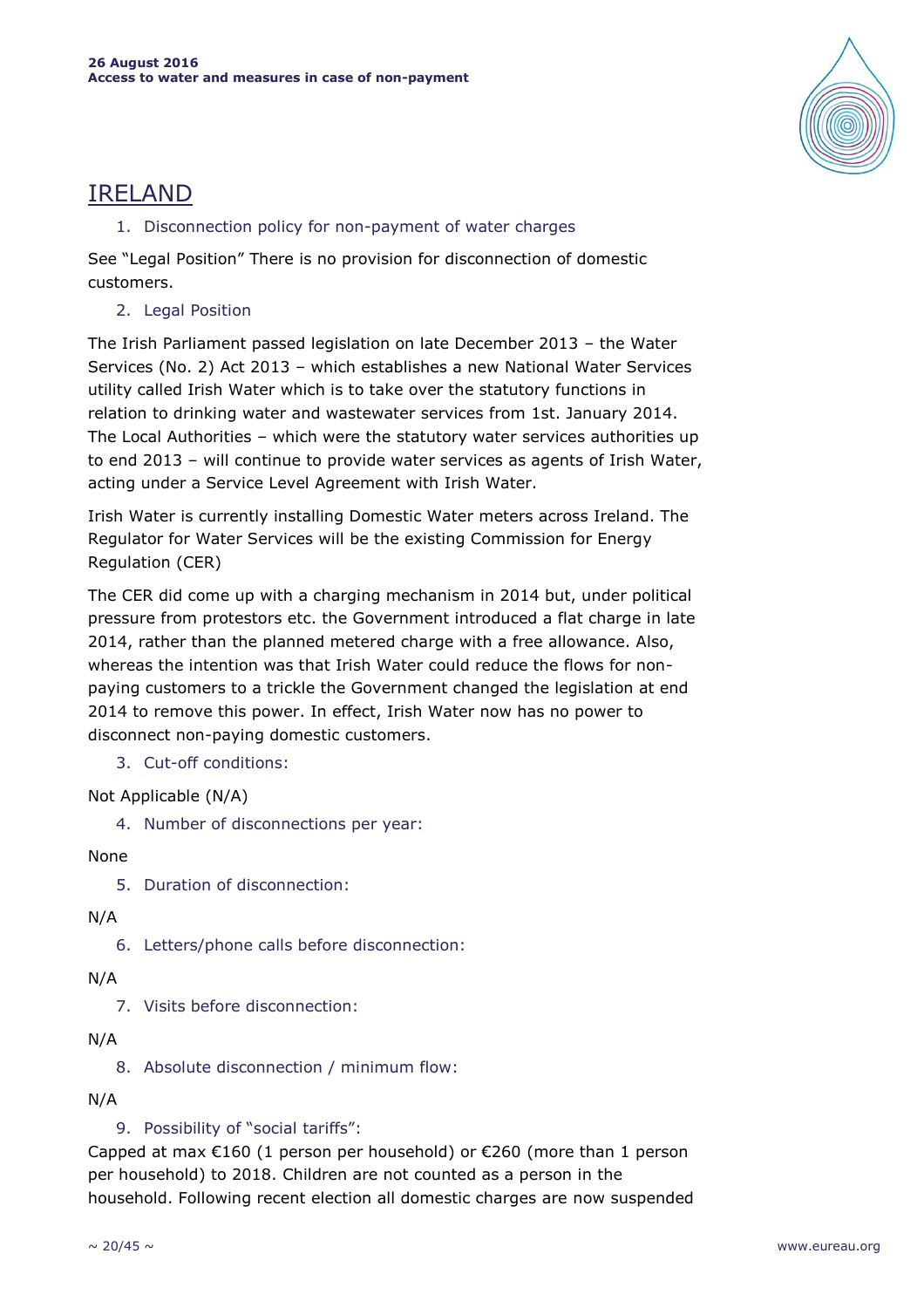# IRELAND

1. Disconnection policy for non-payment of water charges

See "Legal Position" There is no provision for disconnection of domestic customers.

2. Legal Position

The Irish Parliament passed legislation on late December 2013 – the Water Services (No. 2) Act 2013 – which establishes a new National Water Services utility called Irish Water which is to take over the statutory functions in relation to drinking water and wastewater services from 1st. January 2014. The Local Authorities – which were the statutory water services authorities up to end 2013 – will continue to provide water services as agents of Irish Water, acting under a Service Level Agreement with Irish Water.

Irish Water is currently installing Domestic Water meters across Ireland. The Regulator for Water Services will be the existing Commission for Energy Regulation (CER)

The CER did come up with a charging mechanism in 2014 but, under political pressure from protestors etc. the Government introduced a flat charge in late 2014, rather than the planned metered charge with a free allowance. Also, whereas the intention was that Irish Water could reduce the flows for non-paying customers to a trickle the Government changed the legislation at end 2014 to remove this power. In effect, Irish Water now has no power to disconnect non-paying domestic customers.

3. Cut-off conditions:

Not Applicable (N/A)

4. Number of disconnections per year:

None

5. Duration of disconnection:

N/A

6. Letters/phone calls before disconnection:

N/A

7. Visits before disconnection:

N/A

8. Absolute disconnection / minimum flow:

N/A

9. Possibility of "social tariffs":

Capped at max €160 (1 person per household) or €260 (more than 1 person per household) to 2018. Children are not counted as a person in the household. Following recent election all domestic charges are now suspended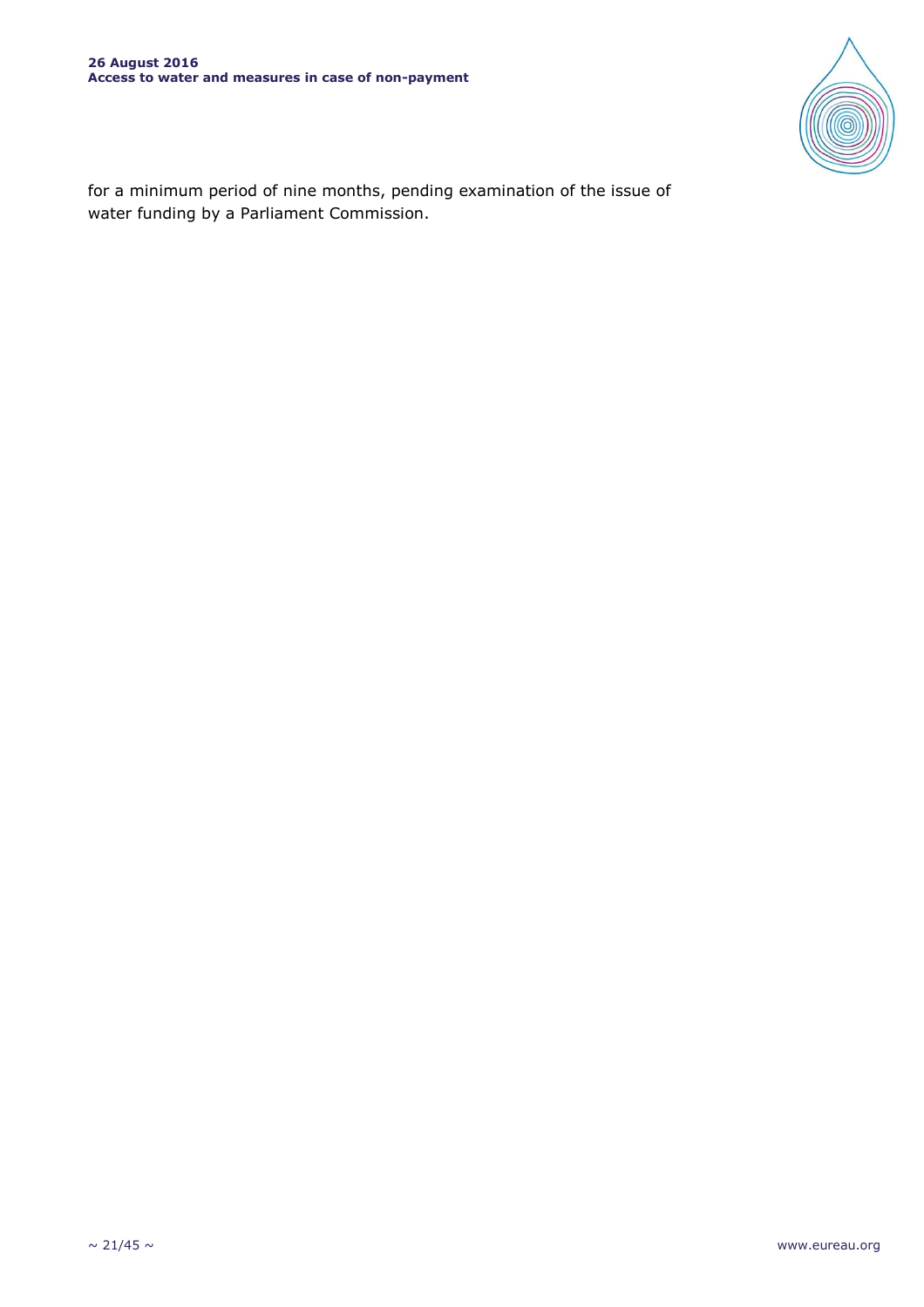for a minimum period of nine months, pending examination of the issue of water funding by a Parliament Commission.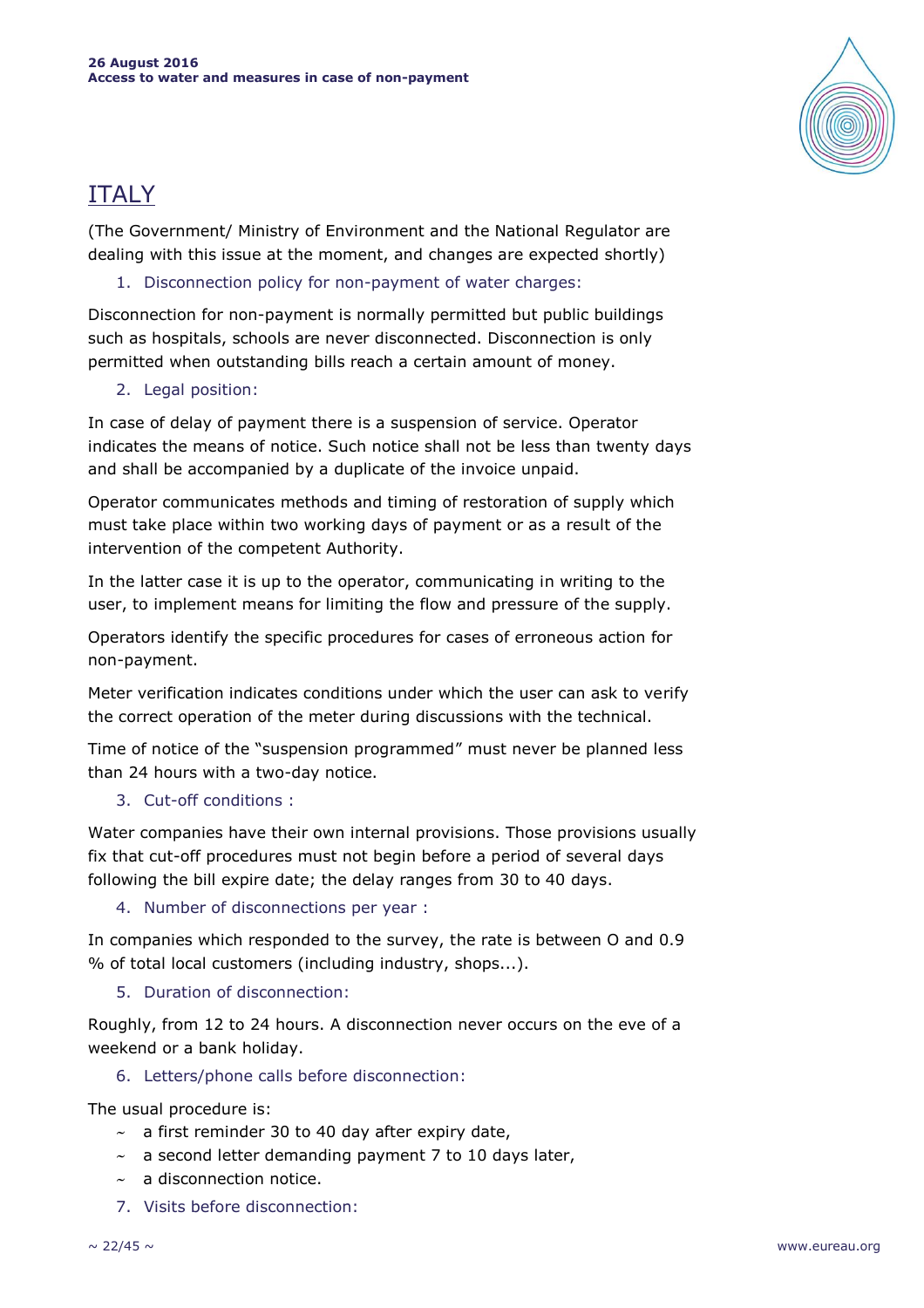## ITALY

(The Government/ Ministry of Environment and the National Regulator are dealing with this issue at the moment, and changes are expected shortly)

1. Disconnection policy for non-payment of water charges:

Disconnection for non-payment is normally permitted but public buildings such as hospitals, schools are never disconnected. Disconnection is only permitted when outstanding bills reach a certain amount of money.

2. Legal position:

In case of delay of payment there is a suspension of service. Operator indicates the means of notice. Such notice shall not be less than twenty days and shall be accompanied by a duplicate of the invoice unpaid.

Operator communicates methods and timing of restoration of supply which must take place within two working days of payment or as a result of the intervention of the competent Authority.

In the latter case it is up to the operator, communicating in writing to the user, to implement means for limiting the flow and pressure of the supply.

Operators identify the specific procedures for cases of erroneous action for non-payment.

Meter verification indicates conditions under which the user can ask to verify the correct operation of the meter during discussions with the technical.

Time of notice of the "suspension programmed" must never be planned less than 24 hours with a two-day notice.

3. Cut-off conditions :

Water companies have their own internal provisions. Those provisions usually fix that cut-off procedures must not begin before a period of several days following the bill expire date; the delay ranges from 30 to 40 days.

4. Number of disconnections per year :

In companies which responded to the survey, the rate is between O and 0.9 % of total local customers (including industry, shops...).

5. Duration of disconnection:

Roughly, from 12 to 24 hours. A disconnection never occurs on the eve of a weekend or a bank holiday.

6. Letters/phone calls before disconnection:

The usual procedure is:

- a first reminder 30 to 40 day after expiry date,
- a second letter demanding payment 7 to 10 days later,
- a disconnection notice.

7. Visits before disconnection: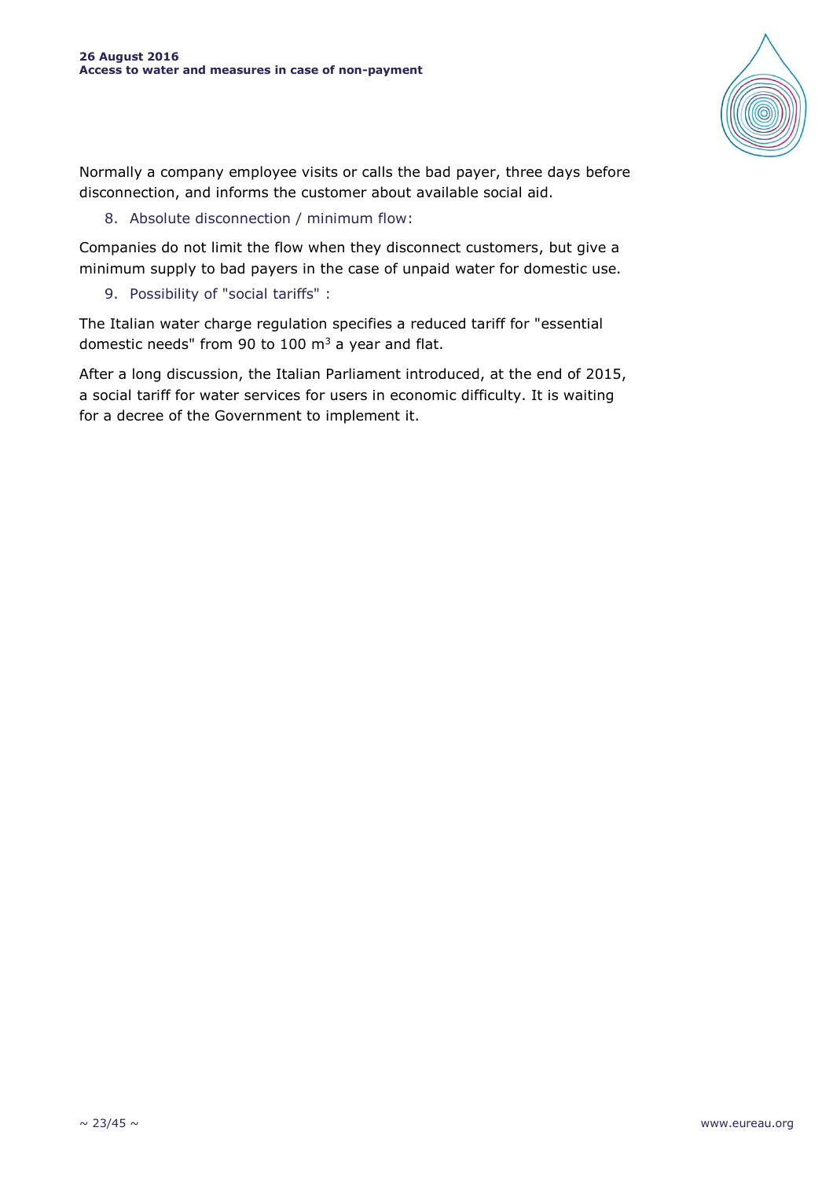Normally a company employee visits or calls the bad payer, three days before disconnection, and informs the customer about available social aid.

8. Absolute disconnection / minimum flow:

Companies do not limit the flow when they disconnect customers, but give a minimum supply to bad payers in the case of unpaid water for domestic use.

9. Possibility of "social tariffs" :

The Italian water charge regulation specifies a reduced tariff for "essential domestic needs" from 90 to 100 $m^3$ a year and flat.

After a long discussion, the Italian Parliament introduced, at the end of 2015, a social tariff for water services for users in economic difficulty. It is waiting for a decree of the Government to implement it.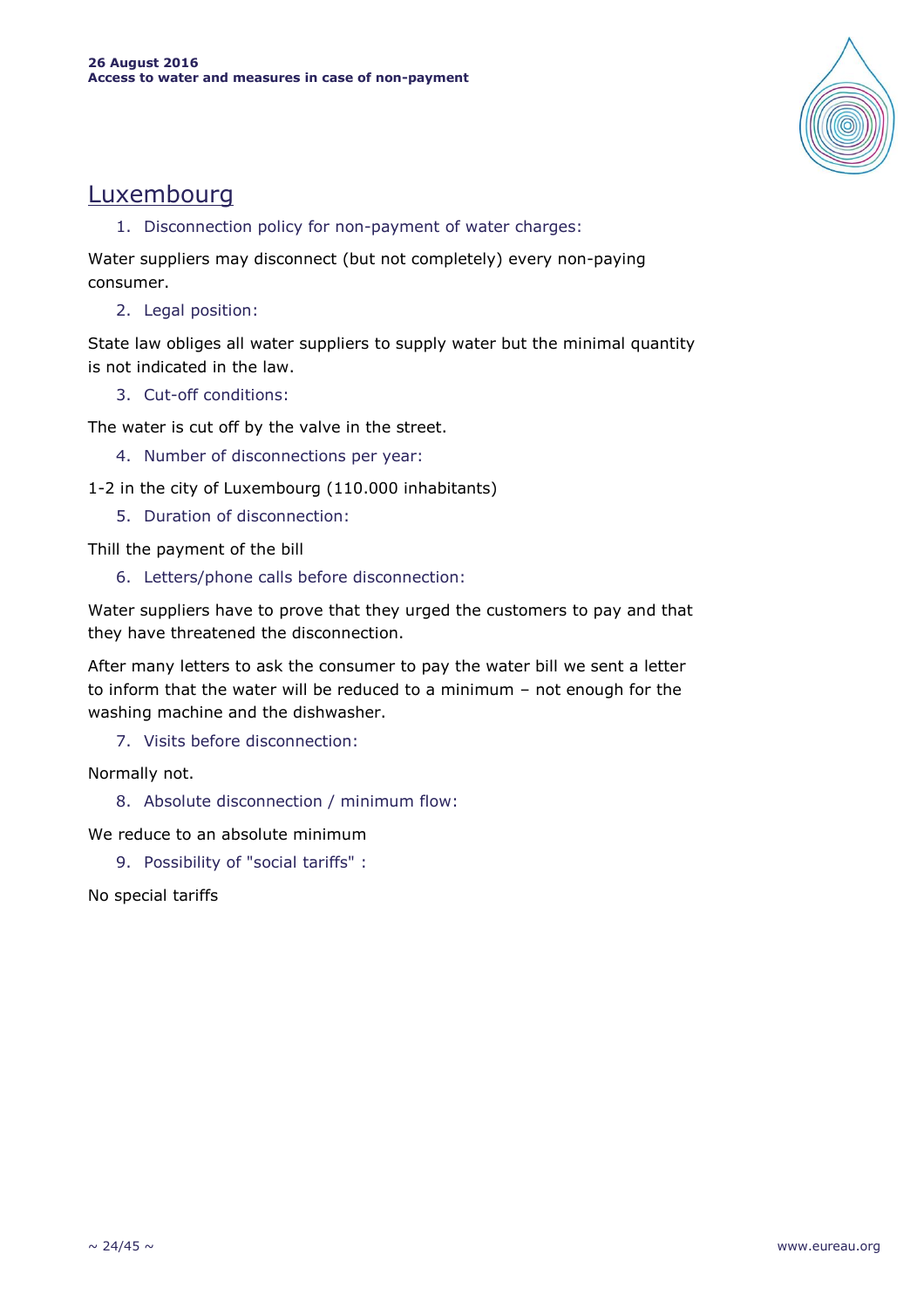## Luxembourg

1. Disconnection policy for non-payment of water charges:

Water suppliers may disconnect (but not completely) every non-paying consumer.

2. Legal position:

State law obliges all water suppliers to supply water but the minimal quantity is not indicated in the law.

3. Cut-off conditions:

The water is cut off by the valve in the street.

4. Number of disconnections per year:

1-2 in the city of Luxembourg (110.000 inhabitants)

5. Duration of disconnection:

Thill the payment of the bill

6. Letters/phone calls before disconnection:

Water suppliers have to prove that they urged the customers to pay and that they have threatened the disconnection.

After many letters to ask the consumer to pay the water bill we sent a letter to inform that the water will be reduced to a minimum – not enough for the washing machine and the dishwasher.

7. Visits before disconnection:

Normally not.

8. Absolute disconnection / minimum flow:

We reduce to an absolute minimum

9. Possibility of "social tariffs" :

No special tariffs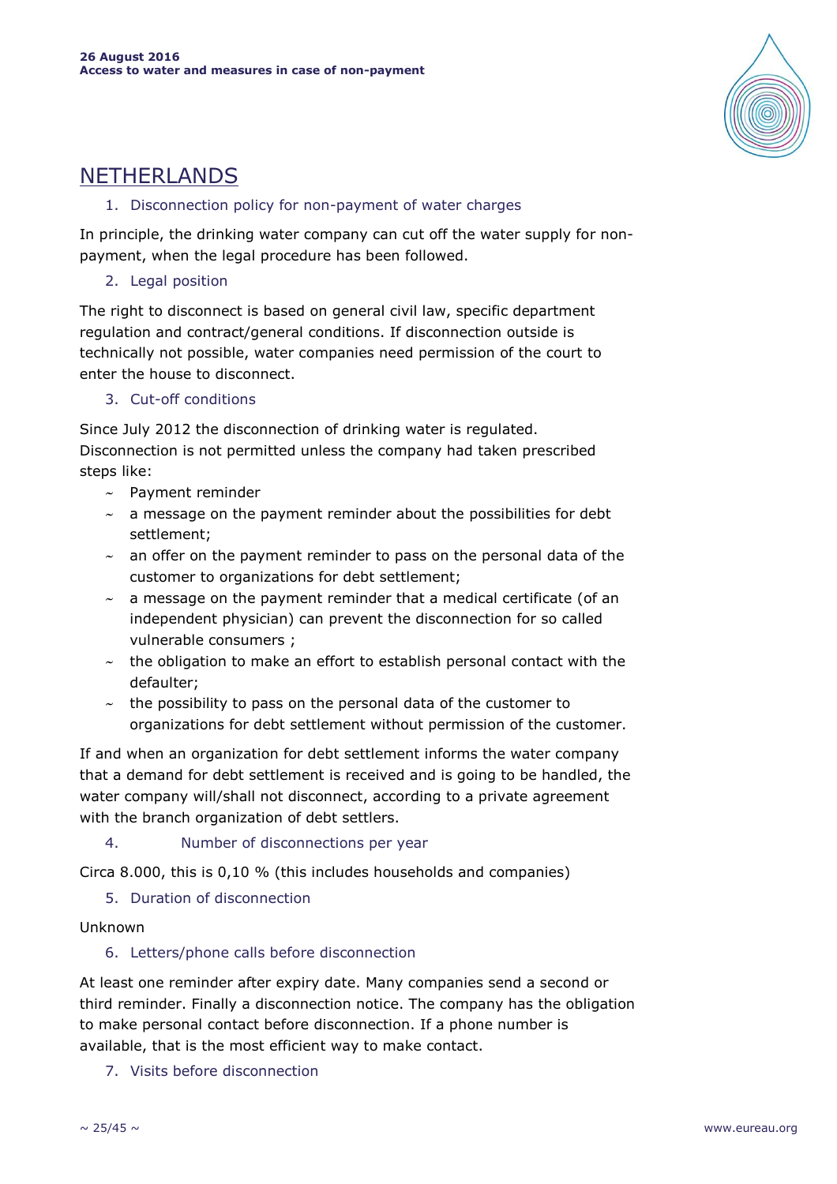## NETHERLANDS

### 1. Disconnection policy for non-payment of water charges

In principle, the drinking water company can cut off the water supply for non-payment, when the legal procedure has been followed.

### 2. Legal position

The right to disconnect is based on general civil law, specific department regulation and contract/general conditions. If disconnection outside is technically not possible, water companies need permission of the court to enter the house to disconnect.

### 3. Cut-off conditions

Since July 2012 the disconnection of drinking water is regulated. Disconnection is not permitted unless the company had taken prescribed steps like:

- Payment reminder
- a message on the payment reminder about the possibilities for debt settlement;
- an offer on the payment reminder to pass on the personal data of the customer to organizations for debt settlement;
- a message on the payment reminder that a medical certificate (of an independent physician) can prevent the disconnection for so called vulnerable consumers ;
- the obligation to make an effort to establish personal contact with the defaulter;
- the possibility to pass on the personal data of the customer to organizations for debt settlement without permission of the customer.

If and when an organization for debt settlement informs the water company that a demand for debt settlement is received and is going to be handled, the water company will/shall not disconnect, according to a private agreement with the branch organization of debt settlers.

### 4. Number of disconnections per year

Circa 8.000, this is 0,10 % (this includes households and companies)

### 5. Duration of disconnection

Unknown

### 6. Letters/phone calls before disconnection

At least one reminder after expiry date. Many companies send a second or third reminder. Finally a disconnection notice. The company has the obligation to make personal contact before disconnection. If a phone number is available, that is the most efficient way to make contact.

### 7. Visits before disconnection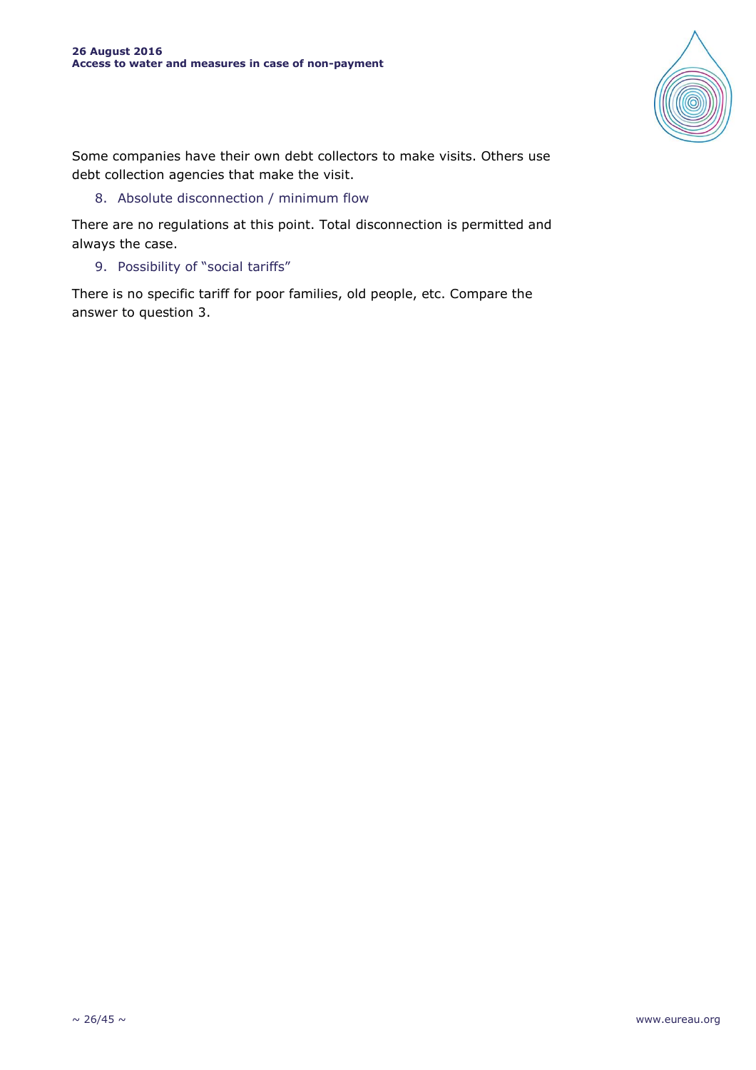Some companies have their own debt collectors to make visits. Others use debt collection agencies that make the visit.

8. Absolute disconnection / minimum flow

There are no regulations at this point. Total disconnection is permitted and always the case.

9. Possibility of "social tariffs"

There is no specific tariff for poor families, old people, etc. Compare the answer to question 3.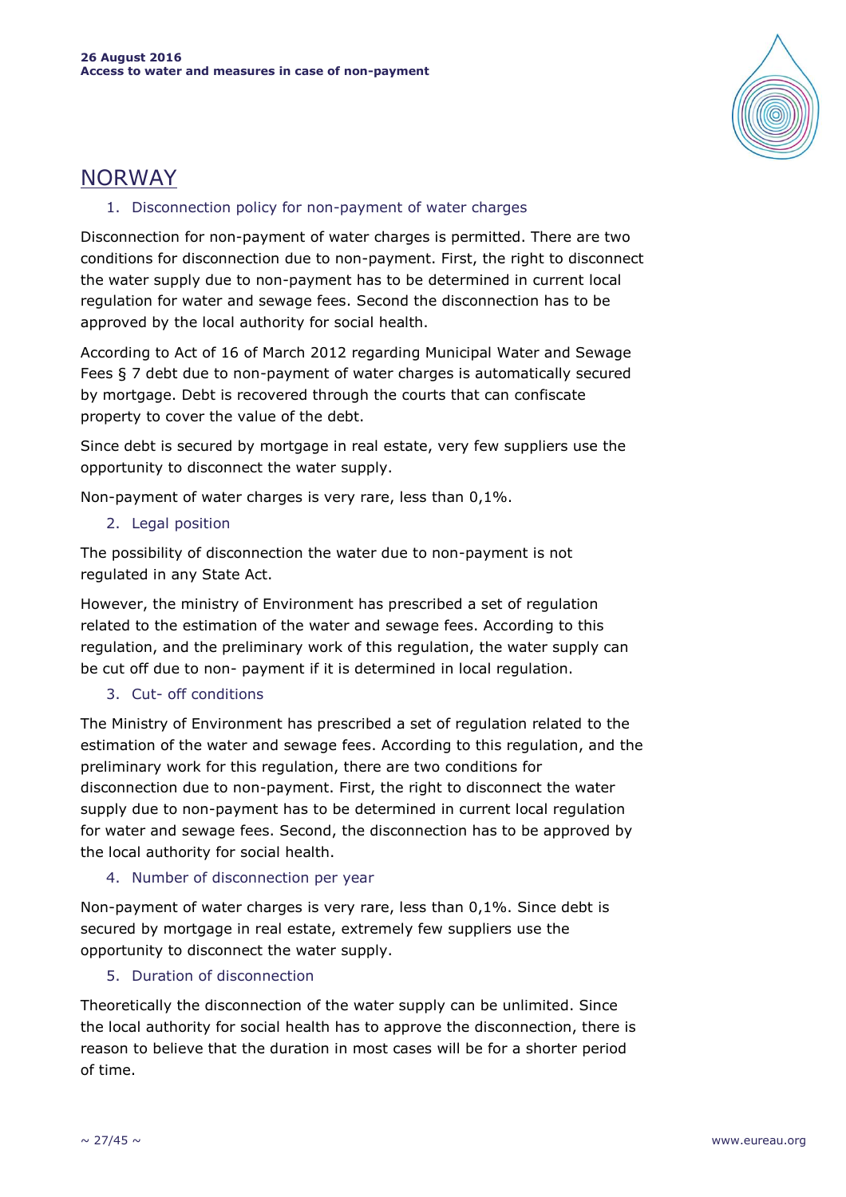## NORWAY

### 1. Disconnection policy for non-payment of water charges

Disconnection for non-payment of water charges is permitted. There are two conditions for disconnection due to non-payment. First, the right to disconnect the water supply due to non-payment has to be determined in current local regulation for water and sewage fees. Second the disconnection has to be approved by the local authority for social health.

According to Act of 16 of March 2012 regarding Municipal Water and Sewage Fees § 7 debt due to non-payment of water charges is automatically secured by mortgage. Debt is recovered through the courts that can confiscate property to cover the value of the debt.

Since debt is secured by mortgage in real estate, very few suppliers use the opportunity to disconnect the water supply.

Non-payment of water charges is very rare, less than 0,1%.

### 2. Legal position

The possibility of disconnection the water due to non-payment is not regulated in any State Act.

However, the ministry of Environment has prescribed a set of regulation related to the estimation of the water and sewage fees. According to this regulation, and the preliminary work of this regulation, the water supply can be cut off due to non- payment if it is determined in local regulation.

### 3. Cut- off conditions

The Ministry of Environment has prescribed a set of regulation related to the estimation of the water and sewage fees. According to this regulation, and the preliminary work for this regulation, there are two conditions for disconnection due to non-payment. First, the right to disconnect the water supply due to non-payment has to be determined in current local regulation for water and sewage fees. Second, the disconnection has to be approved by the local authority for social health.

### 4. Number of disconnection per year

Non-payment of water charges is very rare, less than 0,1%. Since debt is secured by mortgage in real estate, extremely few suppliers use the opportunity to disconnect the water supply.

### 5. Duration of disconnection

Theoretically the disconnection of the water supply can be unlimited. Since the local authority for social health has to approve the disconnection, there is reason to believe that the duration in most cases will be for a shorter period of time.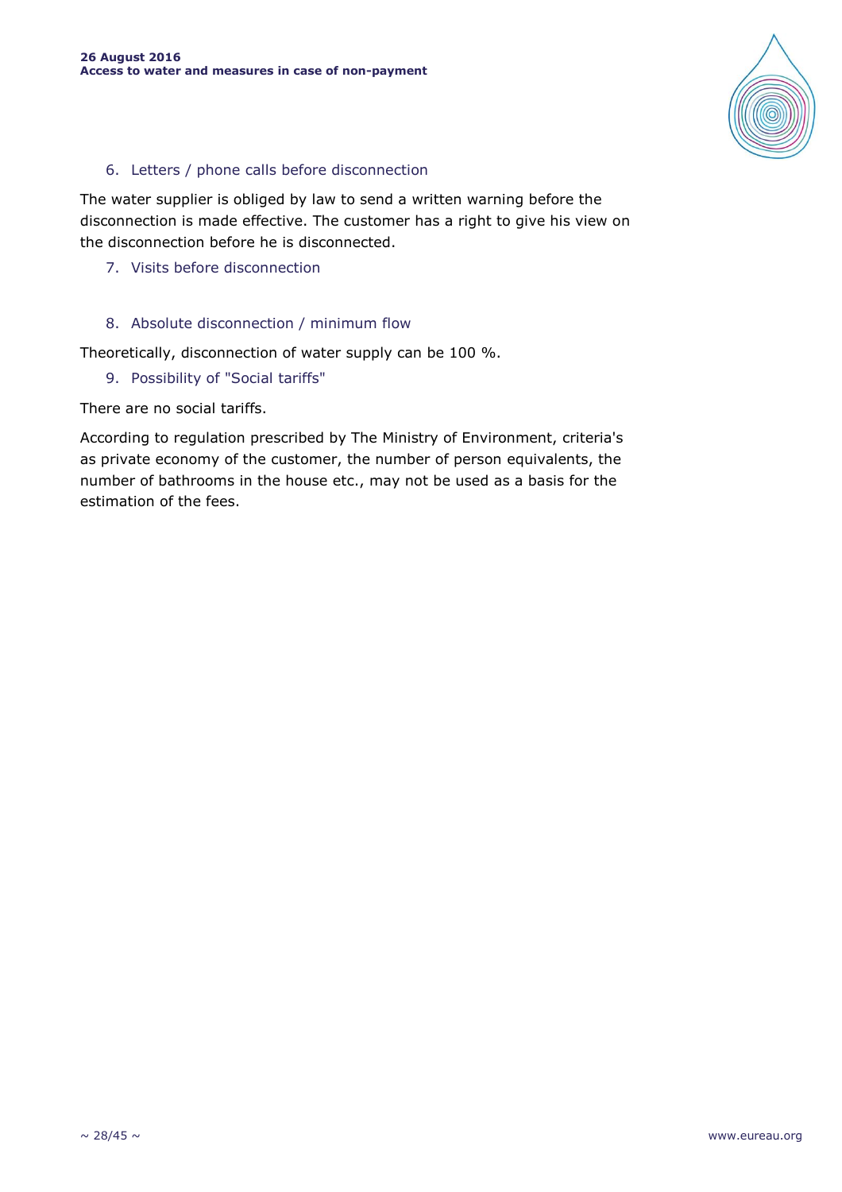6. Letters / phone calls before disconnection

The water supplier is obliged by law to send a written warning before the disconnection is made effective. The customer has a right to give his view on the disconnection before he is disconnected.

7. Visits before disconnection

8. Absolute disconnection / minimum flow

Theoretically, disconnection of water supply can be 100 %.

9. Possibility of "Social tariffs"

There are no social tariffs.

According to regulation prescribed by The Ministry of Environment, criteria's as private economy of the customer, the number of person equivalents, the number of bathrooms in the house etc., may not be used as a basis for the estimation of the fees.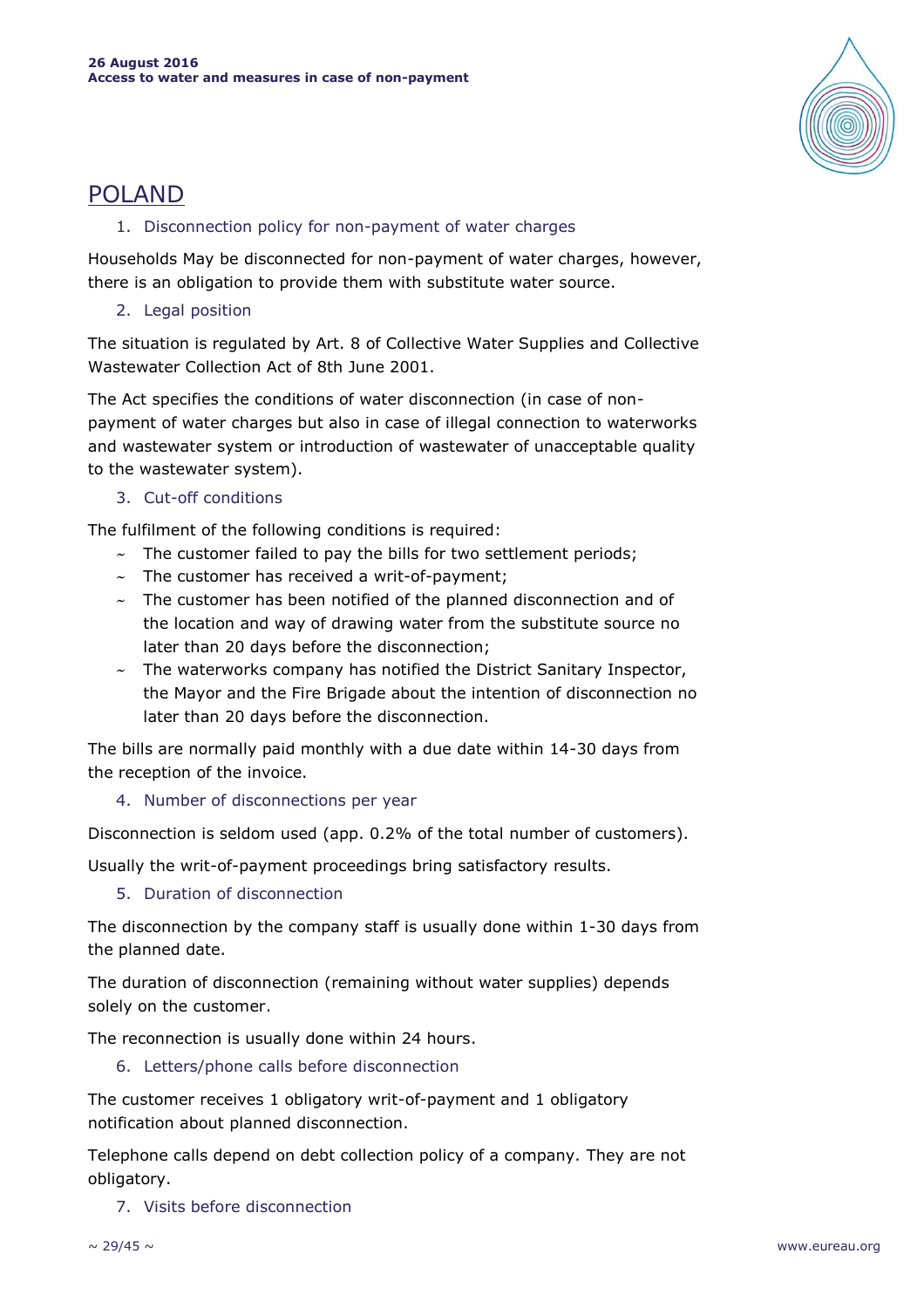## POLAND

### 1. Disconnection policy for non-payment of water charges

Households May be disconnected for non-payment of water charges, however, there is an obligation to provide them with substitute water source.

### 2. Legal position

The situation is regulated by Art. 8 of Collective Water Supplies and Collective Wastewater Collection Act of 8th June 2001.

The Act specifies the conditions of water disconnection (in case of non-payment of water charges but also in case of illegal connection to waterworks and wastewater system or introduction of wastewater of unacceptable quality to the wastewater system).

### 3. Cut-off conditions

The fulfilment of the following conditions is required:

- The customer failed to pay the bills for two settlement periods;
- The customer has received a writ-of-payment;
- The customer has been notified of the planned disconnection and of the location and way of drawing water from the substitute source no later than 20 days before the disconnection;
- The waterworks company has notified the District Sanitary Inspector, the Mayor and the Fire Brigade about the intention of disconnection no later than 20 days before the disconnection.

The bills are normally paid monthly with a due date within 14-30 days from the reception of the invoice.

### 4. Number of disconnections per year

Disconnection is seldom used (app. 0.2% of the total number of customers).

Usually the writ-of-payment proceedings bring satisfactory results.

### 5. Duration of disconnection

The disconnection by the company staff is usually done within 1-30 days from the planned date.

The duration of disconnection (remaining without water supplies) depends solely on the customer.

The reconnection is usually done within 24 hours.

### 6. Letters/phone calls before disconnection

The customer receives 1 obligatory writ-of-payment and 1 obligatory notification about planned disconnection.

Telephone calls depend on debt collection policy of a company. They are not obligatory.

### 7. Visits before disconnection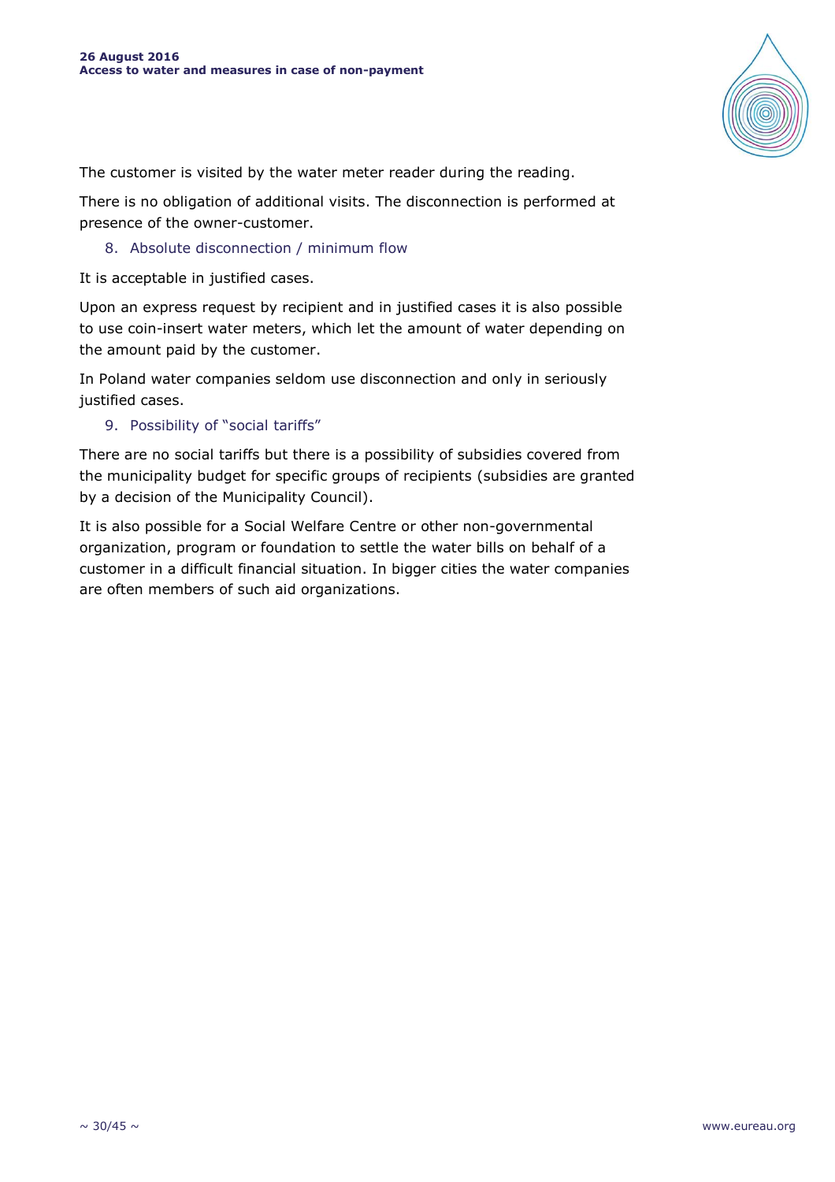The customer is visited by the water meter reader during the reading.

There is no obligation of additional visits. The disconnection is performed at presence of the owner-customer.

### 8. Absolute disconnection / minimum flow

It is acceptable in justified cases.

Upon an express request by recipient and in justified cases it is also possible to use coin-insert water meters, which let the amount of water depending on the amount paid by the customer.

In Poland water companies seldom use disconnection and only in seriously justified cases.

### 9. Possibility of "social tariffs"

There are no social tariffs but there is a possibility of subsidies covered from the municipality budget for specific groups of recipients (subsidies are granted by a decision of the Municipality Council).

It is also possible for a Social Welfare Centre or other non-governmental organization, program or foundation to settle the water bills on behalf of a customer in a difficult financial situation. In bigger cities the water companies are often members of such aid organizations.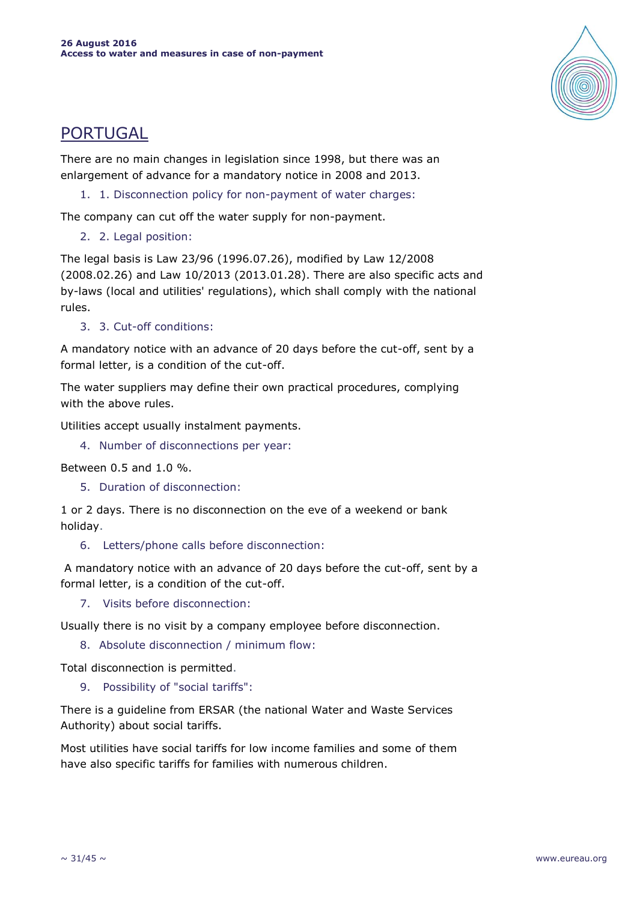## PORTUGAL

There are no main changes in legislation since 1998, but there was an enlargement of advance for a mandatory notice in 2008 and 2013.

1. 1. Disconnection policy for non-payment of water charges:

The company can cut off the water supply for non-payment.

2. 2. Legal position:

The legal basis is Law 23/96 (1996.07.26), modified by Law 12/2008 (2008.02.26) and Law 10/2013 (2013.01.28). There are also specific acts and by-laws (local and utilities' regulations), which shall comply with the national rules.

3. 3. Cut-off conditions:

A mandatory notice with an advance of 20 days before the cut-off, sent by a formal letter, is a condition of the cut-off.

The water suppliers may define their own practical procedures, complying with the above rules.

Utilities accept usually instalment payments.

4. Number of disconnections per year:

Between 0.5 and 1.0 %.

5. Duration of disconnection:

1 or 2 days. There is no disconnection on the eve of a weekend or bank holiday.

6. Letters/phone calls before disconnection:

A mandatory notice with an advance of 20 days before the cut-off, sent by a formal letter, is a condition of the cut-off.

7. Visits before disconnection:

Usually there is no visit by a company employee before disconnection.

8. Absolute disconnection / minimum flow:

Total disconnection is permitted.

9. Possibility of "social tariffs":

There is a guideline from ERSAR (the national Water and Waste Services Authority) about social tariffs.

Most utilities have social tariffs for low income families and some of them have also specific tariffs for families with numerous children.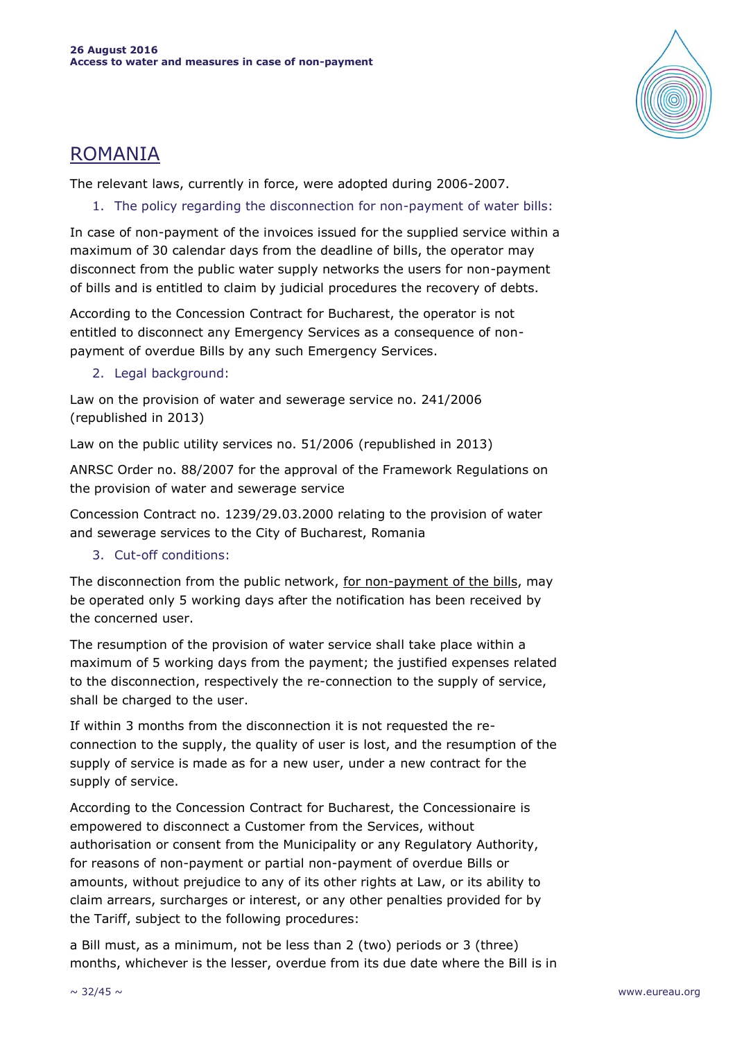## ROMANIA

The relevant laws, currently in force, were adopted during 2006-2007.

1. The policy regarding the disconnection for non-payment of water bills:

In case of non-payment of the invoices issued for the supplied service within a maximum of 30 calendar days from the deadline of bills, the operator may disconnect from the public water supply networks the users for non-payment of bills and is entitled to claim by judicial procedures the recovery of debts.

According to the Concession Contract for Bucharest, the operator is not entitled to disconnect any Emergency Services as a consequence of non-payment of overdue Bills by any such Emergency Services.

2. Legal background:

Law on the provision of water and sewerage service no. 241/2006 (republished in 2013)

Law on the public utility services no. 51/2006 (republished in 2013)

ANRSC Order no. 88/2007 for the approval of the Framework Regulations on the provision of water and sewerage service

Concession Contract no. 1239/29.03.2000 relating to the provision of water and sewerage services to the City of Bucharest, Romania

3. Cut-off conditions:

The disconnection from the public network, for non-payment of the bills, may be operated only 5 working days after the notification has been received by the concerned user.

The resumption of the provision of water service shall take place within a maximum of 5 working days from the payment; the justified expenses related to the disconnection, respectively the re-connection to the supply of service, shall be charged to the user.

If within 3 months from the disconnection it is not requested the re-connection to the supply, the quality of user is lost, and the resumption of the supply of service is made as for a new user, under a new contract for the supply of service.

According to the Concession Contract for Bucharest, the Concessionaire is empowered to disconnect a Customer from the Services, without authorisation or consent from the Municipality or any Regulatory Authority, for reasons of non-payment or partial non-payment of overdue Bills or amounts, without prejudice to any of its other rights at Law, or its ability to claim arrears, surcharges or interest, or any other penalties provided for by the Tariff, subject to the following procedures:

a Bill must, as a minimum, not be less than 2 (two) periods or 3 (three) months, whichever is the lesser, overdue from its due date where the Bill is in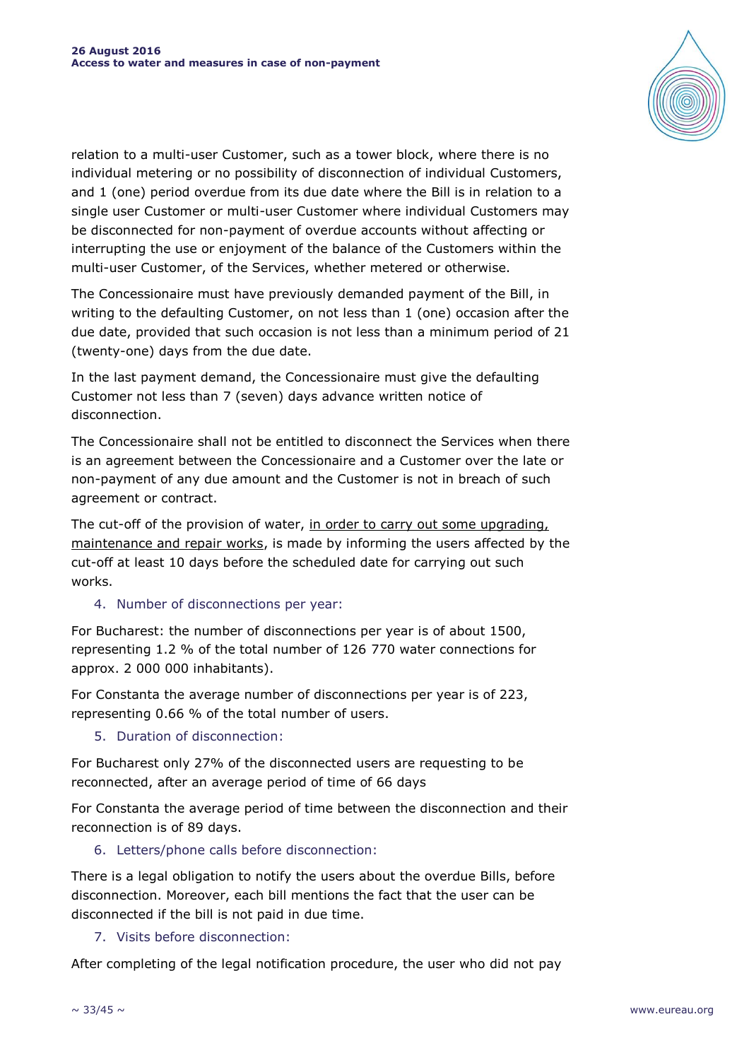relation to a multi-user Customer, such as a tower block, where there is no individual metering or no possibility of disconnection of individual Customers, and 1 (one) period overdue from its due date where the Bill is in relation to a single user Customer or multi-user Customer where individual Customers may be disconnected for non-payment of overdue accounts without affecting or interrupting the use or enjoyment of the balance of the Customers within the multi-user Customer, of the Services, whether metered or otherwise.

The Concessionaire must have previously demanded payment of the Bill, in writing to the defaulting Customer, on not less than 1 (one) occasion after the due date, provided that such occasion is not less than a minimum period of 21 (twenty-one) days from the due date.

In the last payment demand, the Concessionaire must give the defaulting Customer not less than 7 (seven) days advance written notice of disconnection.

The Concessionaire shall not be entitled to disconnect the Services when there is an agreement between the Concessionaire and a Customer over the late or non-payment of any due amount and the Customer is not in breach of such agreement or contract.

The cut-off of the provision of water, in order to carry out some upgrading, maintenance and repair works, is made by informing the users affected by the cut-off at least 10 days before the scheduled date for carrying out such works.

4. Number of disconnections per year:

For Bucharest: the number of disconnections per year is of about 1500, representing 1.2 % of the total number of 126 770 water connections for approx. 2 000 000 inhabitants).

For Constanta the average number of disconnections per year is of 223, representing 0.66 % of the total number of users.

5. Duration of disconnection:

For Bucharest only 27% of the disconnected users are requesting to be reconnected, after an average period of time of 66 days

For Constanta the average period of time between the disconnection and their reconnection is of 89 days.

6. Letters/phone calls before disconnection:

There is a legal obligation to notify the users about the overdue Bills, before disconnection. Moreover, each bill mentions the fact that the user can be disconnected if the bill is not paid in due time.

7. Visits before disconnection:

After completing of the legal notification procedure, the user who did not pay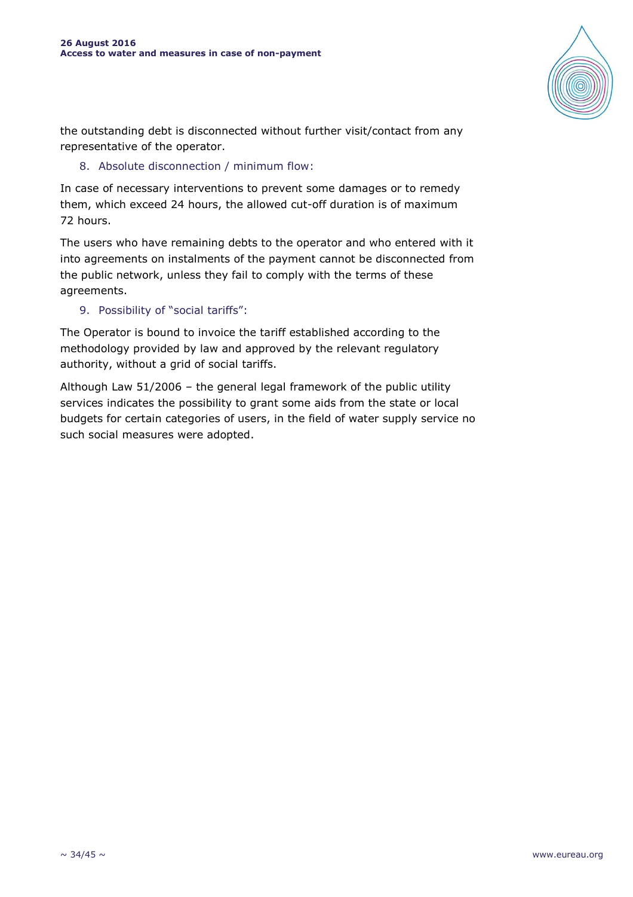the outstanding debt is disconnected without further visit/contact from any representative of the operator.

8. Absolute disconnection / minimum flow:

In case of necessary interventions to prevent some damages or to remedy them, which exceed 24 hours, the allowed cut-off duration is of maximum 72 hours.

The users who have remaining debts to the operator and who entered with it into agreements on instalments of the payment cannot be disconnected from the public network, unless they fail to comply with the terms of these agreements.

9. Possibility of "social tariffs":

The Operator is bound to invoice the tariff established according to the methodology provided by law and approved by the relevant regulatory authority, without a grid of social tariffs.

Although Law 51/2006 – the general legal framework of the public utility services indicates the possibility to grant some aids from the state or local budgets for certain categories of users, in the field of water supply service no such social measures were adopted.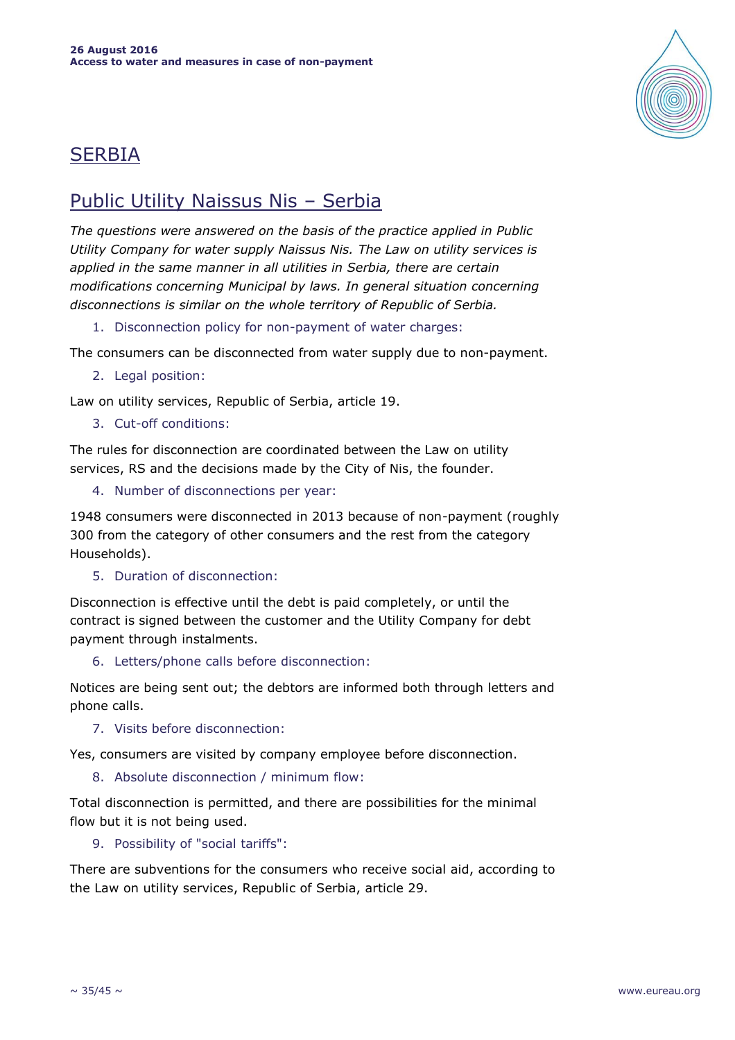# SERBIA

## Public Utility Naissus Nis – Serbia

*The questions were answered on the basis of the practice applied in Public Utility Company for water supply Naissus Nis. The Law on utility services is applied in the same manner in all utilities in Serbia, there are certain modifications concerning Municipal by laws. In general situation concerning disconnections is similar on the whole territory of Republic of Serbia.*

1. Disconnection policy for non-payment of water charges:

The consumers can be disconnected from water supply due to non-payment.

2. Legal position:

Law on utility services, Republic of Serbia, article 19.

3. Cut-off conditions:

The rules for disconnection are coordinated between the Law on utility services, RS and the decisions made by the City of Nis, the founder.

4. Number of disconnections per year:

1948 consumers were disconnected in 2013 because of non-payment (roughly 300 from the category of other consumers and the rest from the category Households).

5. Duration of disconnection:

Disconnection is effective until the debt is paid completely, or until the contract is signed between the customer and the Utility Company for debt payment through instalments.

6. Letters/phone calls before disconnection:

Notices are being sent out; the debtors are informed both through letters and phone calls.

7. Visits before disconnection:

Yes, consumers are visited by company employee before disconnection.

8. Absolute disconnection / minimum flow:

Total disconnection is permitted, and there are possibilities for the minimal flow but it is not being used.

9. Possibility of "social tariffs":

There are subventions for the consumers who receive social aid, according to the Law on utility services, Republic of Serbia, article 29.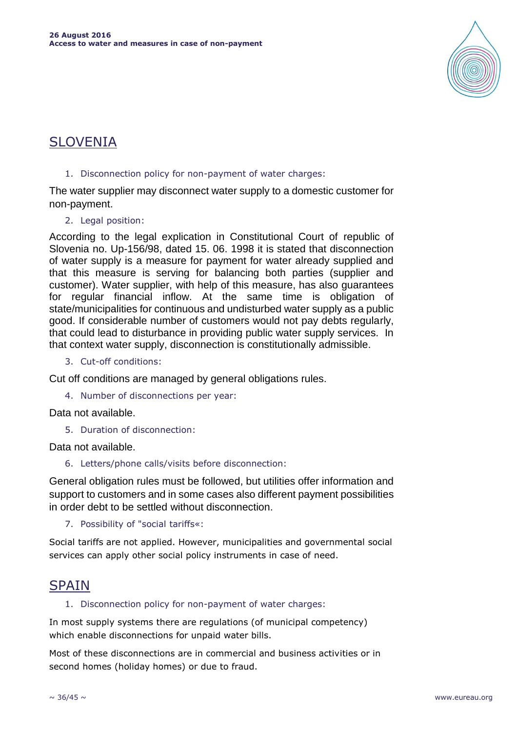## SLOVENIA

1. Disconnection policy for non-payment of water charges:

The water supplier may disconnect water supply to a domestic customer for non-payment.

2. Legal position:

According to the legal explication in Constitutional Court of republic of Slovenia no. Up-156/98, dated 15. 06. 1998 it is stated that disconnection of water supply is a measure for payment for water already supplied and that this measure is serving for balancing both parties (supplier and customer). Water supplier, with help of this measure, has also guarantees for regular financial inflow. At the same time is obligation of state/municipalities for continuous and undisturbed water supply as a public good. If considerable number of customers would not pay debts regularly, that could lead to disturbance in providing public water supply services. In that context water supply, disconnection is constitutionally admissible.

3. Cut-off conditions:

Cut off conditions are managed by general obligations rules.

4. Number of disconnections per year:

Data not available.

5. Duration of disconnection:

Data not available.

6. Letters/phone calls/visits before disconnection:

General obligation rules must be followed, but utilities offer information and support to customers and in some cases also different payment possibilities in order debt to be settled without disconnection.

7. Possibility of "social tariffs«:

Social tariffs are not applied. However, municipalities and governmental social services can apply other social policy instruments in case of need.

## SPAIN

1. Disconnection policy for non-payment of water charges:

In most supply systems there are regulations (of municipal competency) which enable disconnections for unpaid water bills.

Most of these disconnections are in commercial and business activities or in second homes (holiday homes) or due to fraud.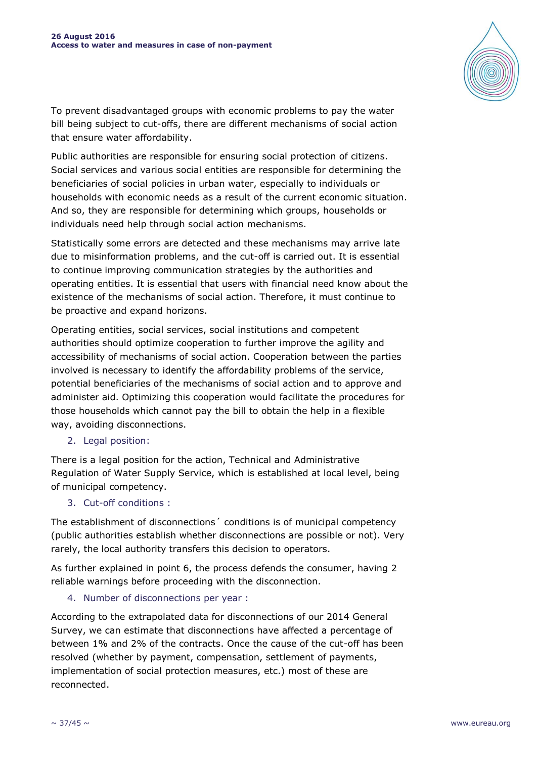To prevent disadvantaged groups with economic problems to pay the water bill being subject to cut-offs, there are different mechanisms of social action that ensure water affordability.

Public authorities are responsible for ensuring social protection of citizens. Social services and various social entities are responsible for determining the beneficiaries of social policies in urban water, especially to individuals or households with economic needs as a result of the current economic situation. And so, they are responsible for determining which groups, households or individuals need help through social action mechanisms.

Statistically some errors are detected and these mechanisms may arrive late due to misinformation problems, and the cut-off is carried out. It is essential to continue improving communication strategies by the authorities and operating entities. It is essential that users with financial need know about the existence of the mechanisms of social action. Therefore, it must continue to be proactive and expand horizons.

Operating entities, social services, social institutions and competent authorities should optimize cooperation to further improve the agility and accessibility of mechanisms of social action. Cooperation between the parties involved is necessary to identify the affordability problems of the service, potential beneficiaries of the mechanisms of social action and to approve and administer aid. Optimizing this cooperation would facilitate the procedures for those households which cannot pay the bill to obtain the help in a flexible way, avoiding disconnections.

2. Legal position:

There is a legal position for the action, Technical and Administrative Regulation of Water Supply Service, which is established at local level, being of municipal competency.

3. Cut-off conditions :

The establishment of disconnections´ conditions is of municipal competency (public authorities establish whether disconnections are possible or not). Very rarely, the local authority transfers this decision to operators.

As further explained in point 6, the process defends the consumer, having 2 reliable warnings before proceeding with the disconnection.

4. Number of disconnections per year :

According to the extrapolated data for disconnections of our 2014 General Survey, we can estimate that disconnections have affected a percentage of between 1% and 2% of the contracts. Once the cause of the cut-off has been resolved (whether by payment, compensation, settlement of payments, implementation of social protection measures, etc.) most of these are reconnected.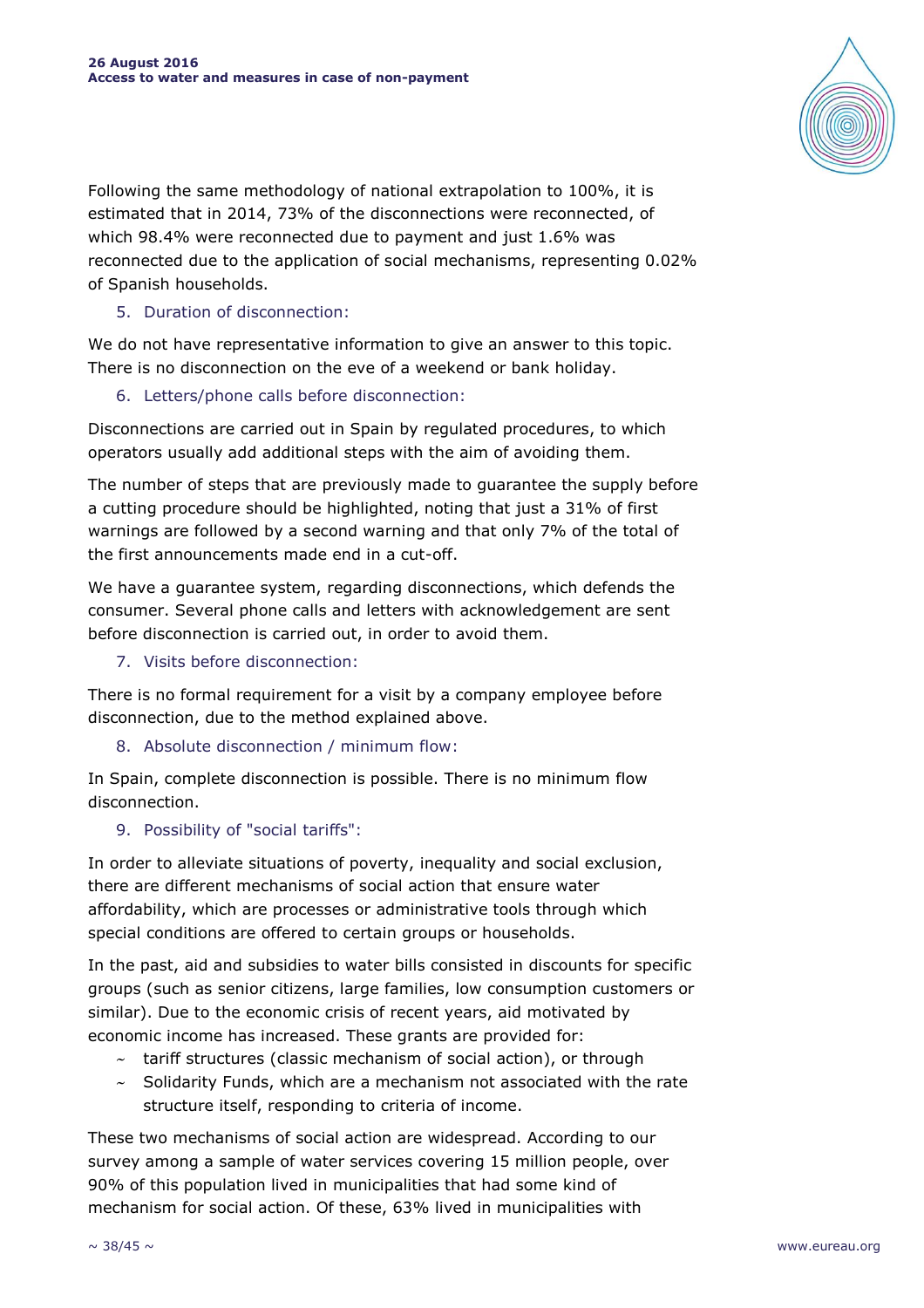Following the same methodology of national extrapolation to 100%, it is estimated that in 2014, 73% of the disconnections were reconnected, of which 98.4% were reconnected due to payment and just 1.6% was reconnected due to the application of social mechanisms, representing 0.02% of Spanish households.

5. Duration of disconnection:

We do not have representative information to give an answer to this topic. There is no disconnection on the eve of a weekend or bank holiday.

6. Letters/phone calls before disconnection:

Disconnections are carried out in Spain by regulated procedures, to which operators usually add additional steps with the aim of avoiding them.

The number of steps that are previously made to guarantee the supply before a cutting procedure should be highlighted, noting that just a 31% of first warnings are followed by a second warning and that only 7% of the total of the first announcements made end in a cut-off.

We have a guarantee system, regarding disconnections, which defends the consumer. Several phone calls and letters with acknowledgement are sent before disconnection is carried out, in order to avoid them.

7. Visits before disconnection:

There is no formal requirement for a visit by a company employee before disconnection, due to the method explained above.

8. Absolute disconnection / minimum flow:

In Spain, complete disconnection is possible. There is no minimum flow disconnection.

9. Possibility of "social tariffs":

In order to alleviate situations of poverty, inequality and social exclusion, there are different mechanisms of social action that ensure water affordability, which are processes or administrative tools through which special conditions are offered to certain groups or households.

In the past, aid and subsidies to water bills consisted in discounts for specific groups (such as senior citizens, large families, low consumption customers or similar). Due to the economic crisis of recent years, aid motivated by economic income has increased. These grants are provided for:

- tariff structures (classic mechanism of social action), or through
- Solidarity Funds, which are a mechanism not associated with the rate structure itself, responding to criteria of income.

These two mechanisms of social action are widespread. According to our survey among a sample of water services covering 15 million people, over 90% of this population lived in municipalities that had some kind of mechanism for social action. Of these, 63% lived in municipalities with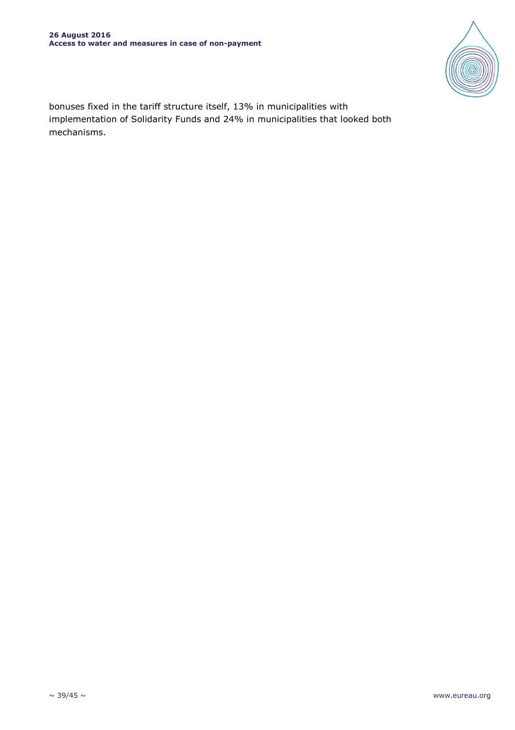bonuses fixed in the tariff structure itself, 13% in municipalities with implementation of Solidarity Funds and 24% in municipalities that looked both mechanisms.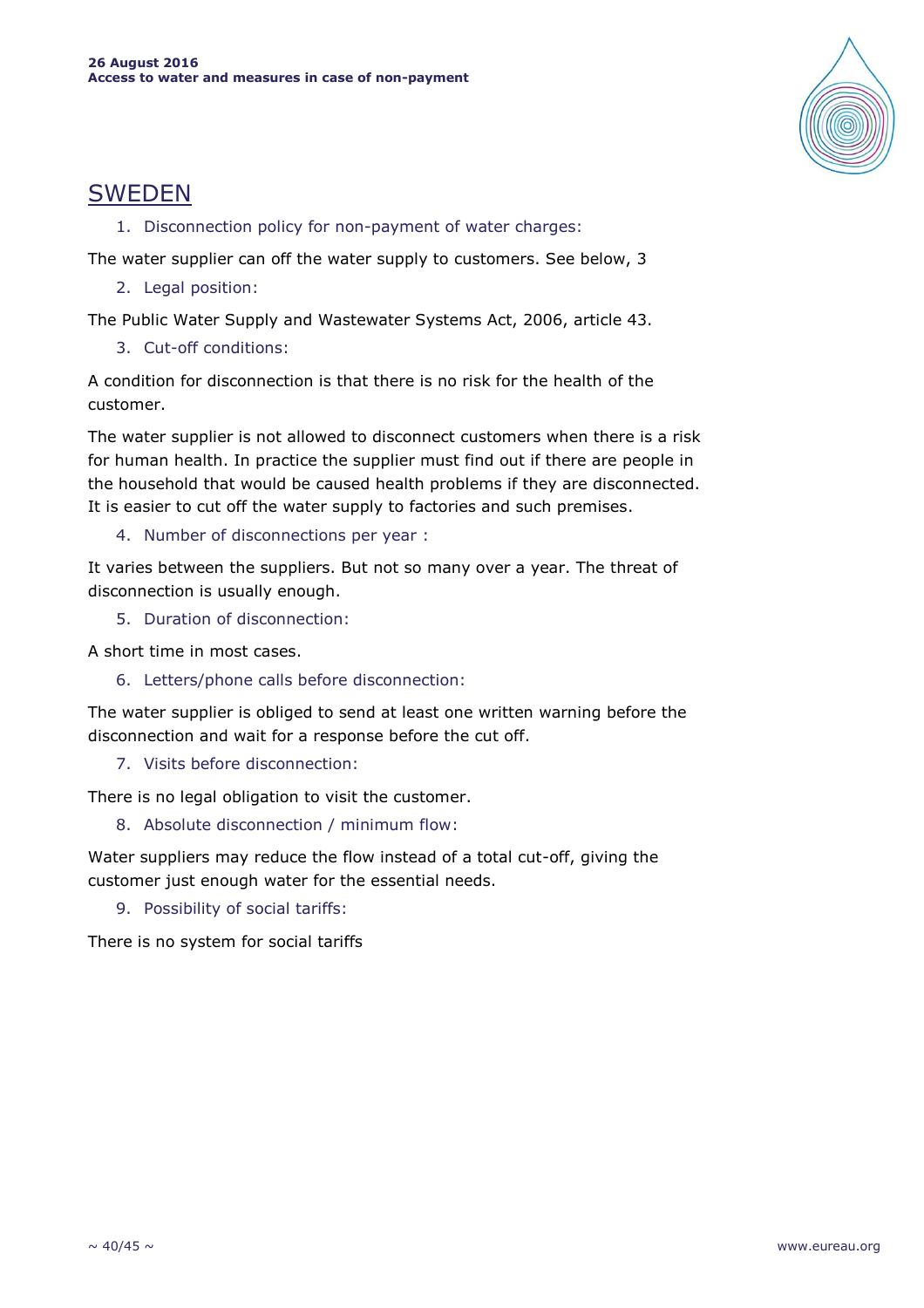## SWEDEN

1. Disconnection policy for non-payment of water charges:

The water supplier can off the water supply to customers. See below, 3

2. Legal position:

The Public Water Supply and Wastewater Systems Act, 2006, article 43.

3. Cut-off conditions:

A condition for disconnection is that there is no risk for the health of the customer.

The water supplier is not allowed to disconnect customers when there is a risk for human health. In practice the supplier must find out if there are people in the household that would be caused health problems if they are disconnected. It is easier to cut off the water supply to factories and such premises.

4. Number of disconnections per year :

It varies between the suppliers. But not so many over a year. The threat of disconnection is usually enough.

5. Duration of disconnection:

A short time in most cases.

6. Letters/phone calls before disconnection:

The water supplier is obliged to send at least one written warning before the disconnection and wait for a response before the cut off.

7. Visits before disconnection:

There is no legal obligation to visit the customer.

8. Absolute disconnection / minimum flow:

Water suppliers may reduce the flow instead of a total cut-off, giving the customer just enough water for the essential needs.

9. Possibility of social tariffs:

There is no system for social tariffs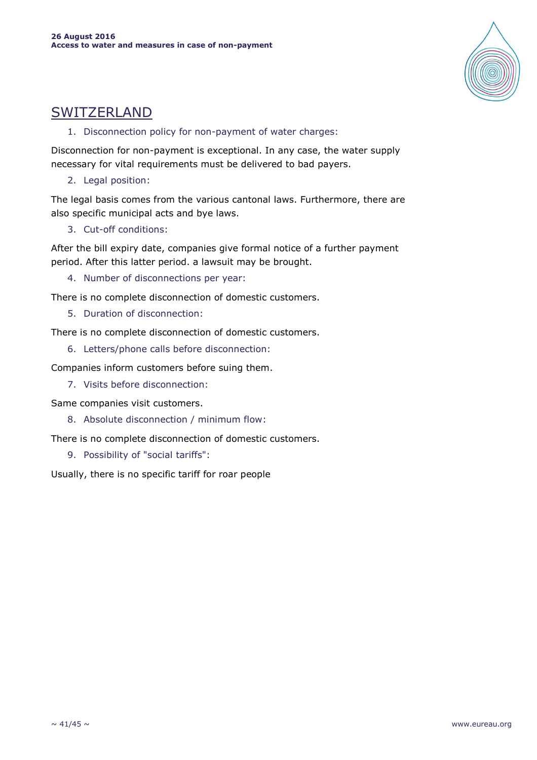## SWITZERLAND

1. Disconnection policy for non-payment of water charges:

Disconnection for non-payment is exceptional. In any case, the water supply necessary for vital requirements must be delivered to bad payers.

2. Legal position:

The legal basis comes from the various cantonal laws. Furthermore, there are also specific municipal acts and bye laws.

3. Cut-off conditions:

After the bill expiry date, companies give formal notice of a further payment period. After this latter period. a lawsuit may be brought.

4. Number of disconnections per year:

There is no complete disconnection of domestic customers.

5. Duration of disconnection:

There is no complete disconnection of domestic customers.

6. Letters/phone calls before disconnection:

Companies inform customers before suing them.

7. Visits before disconnection:

Same companies visit customers.

8. Absolute disconnection / minimum flow:

There is no complete disconnection of domestic customers.

9. Possibility of "social tariffs":

Usually, there is no specific tariff for roar people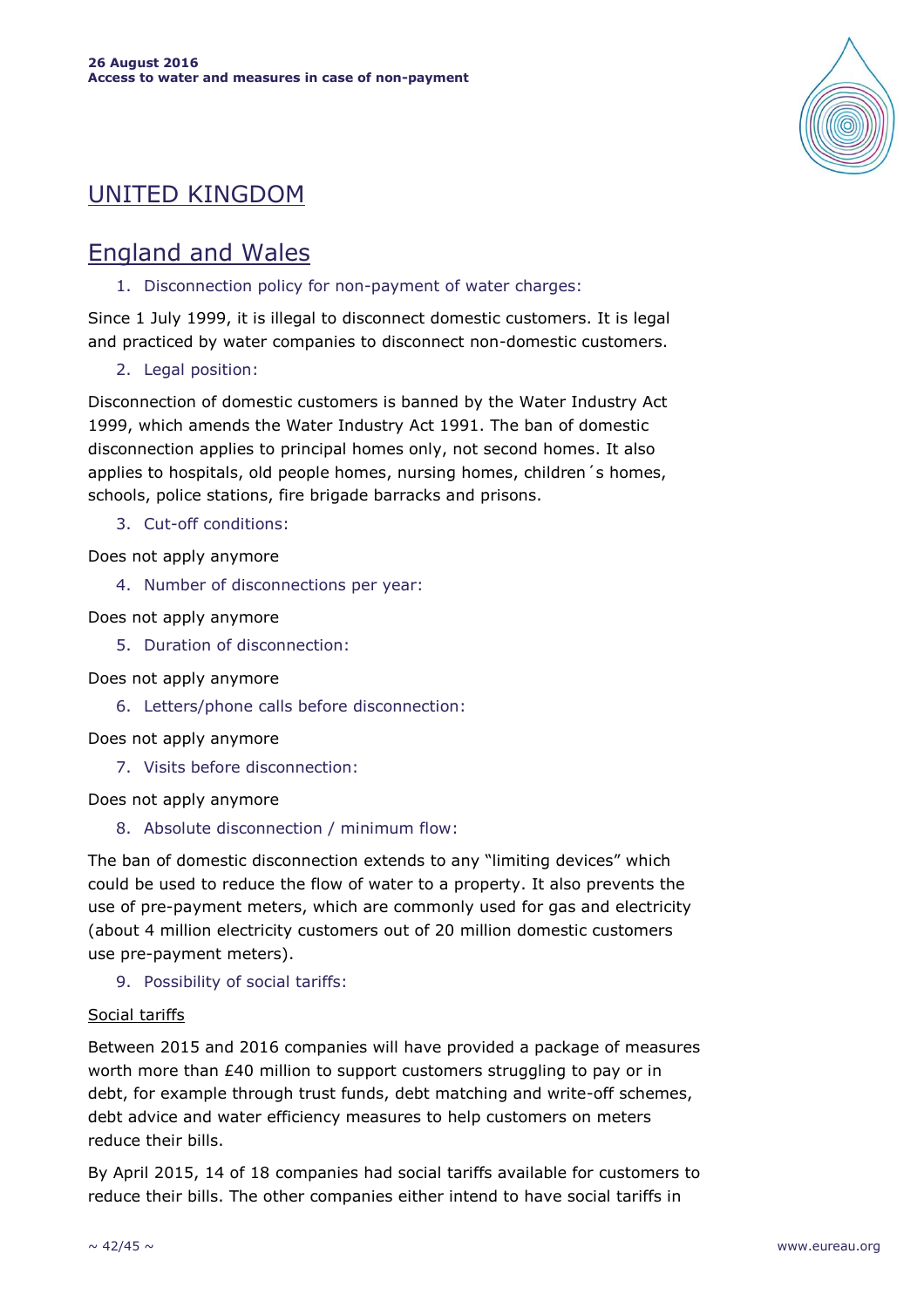# UNITED KINGDOM

## England and Wales

1. Disconnection policy for non-payment of water charges:

Since 1 July 1999, it is illegal to disconnect domestic customers. It is legal and practiced by water companies to disconnect non-domestic customers.

2. Legal position:

Disconnection of domestic customers is banned by the Water Industry Act 1999, which amends the Water Industry Act 1991. The ban of domestic disconnection applies to principal homes only, not second homes. It also applies to hospitals, old people homes, nursing homes, children´s homes, schools, police stations, fire brigade barracks and prisons.

3. Cut-off conditions:

Does not apply anymore

4. Number of disconnections per year:

Does not apply anymore

5. Duration of disconnection:

Does not apply anymore

6. Letters/phone calls before disconnection:

Does not apply anymore

7. Visits before disconnection:

Does not apply anymore

8. Absolute disconnection / minimum flow:

The ban of domestic disconnection extends to any "limiting devices" which could be used to reduce the flow of water to a property. It also prevents the use of pre-payment meters, which are commonly used for gas and electricity (about 4 million electricity customers out of 20 million domestic customers use pre-payment meters).

9. Possibility of social tariffs:

Social tariffs

Between 2015 and 2016 companies will have provided a package of measures worth more than £40 million to support customers struggling to pay or in debt, for example through trust funds, debt matching and write-off schemes, debt advice and water efficiency measures to help customers on meters reduce their bills.

By April 2015, 14 of 18 companies had social tariffs available for customers to reduce their bills. The other companies either intend to have social tariffs in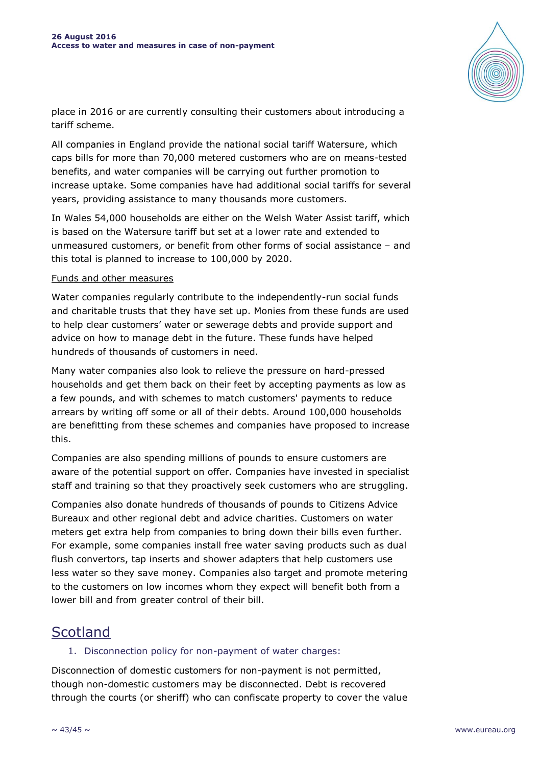place in 2016 or are currently consulting their customers about introducing a tariff scheme.

All companies in England provide the national social tariff Watersure, which caps bills for more than 70,000 metered customers who are on means-tested benefits, and water companies will be carrying out further promotion to increase uptake. Some companies have had additional social tariffs for several years, providing assistance to many thousands more customers.

In Wales 54,000 households are either on the Welsh Water Assist tariff, which is based on the Watersure tariff but set at a lower rate and extended to unmeasured customers, or benefit from other forms of social assistance – and this total is planned to increase to 100,000 by 2020.

Funds and other measures

Water companies regularly contribute to the independently-run social funds and charitable trusts that they have set up. Monies from these funds are used to help clear customers' water or sewerage debts and provide support and advice on how to manage debt in the future. These funds have helped hundreds of thousands of customers in need.

Many water companies also look to relieve the pressure on hard-pressed households and get them back on their feet by accepting payments as low as a few pounds, and with schemes to match customers' payments to reduce arrears by writing off some or all of their debts. Around 100,000 households are benefitting from these schemes and companies have proposed to increase this.

Companies are also spending millions of pounds to ensure customers are aware of the potential support on offer. Companies have invested in specialist staff and training so that they proactively seek customers who are struggling.

Companies also donate hundreds of thousands of pounds to Citizens Advice Bureaux and other regional debt and advice charities. Customers on water meters get extra help from companies to bring down their bills even further. For example, some companies install free water saving products such as dual flush convertors, tap inserts and shower adapters that help customers use less water so they save money. Companies also target and promote metering to the customers on low incomes whom they expect will benefit both from a lower bill and from greater control of their bill.

## Scotland

1. Disconnection policy for non-payment of water charges:

Disconnection of domestic customers for non-payment is not permitted, though non-domestic customers may be disconnected. Debt is recovered through the courts (or sheriff) who can confiscate property to cover the value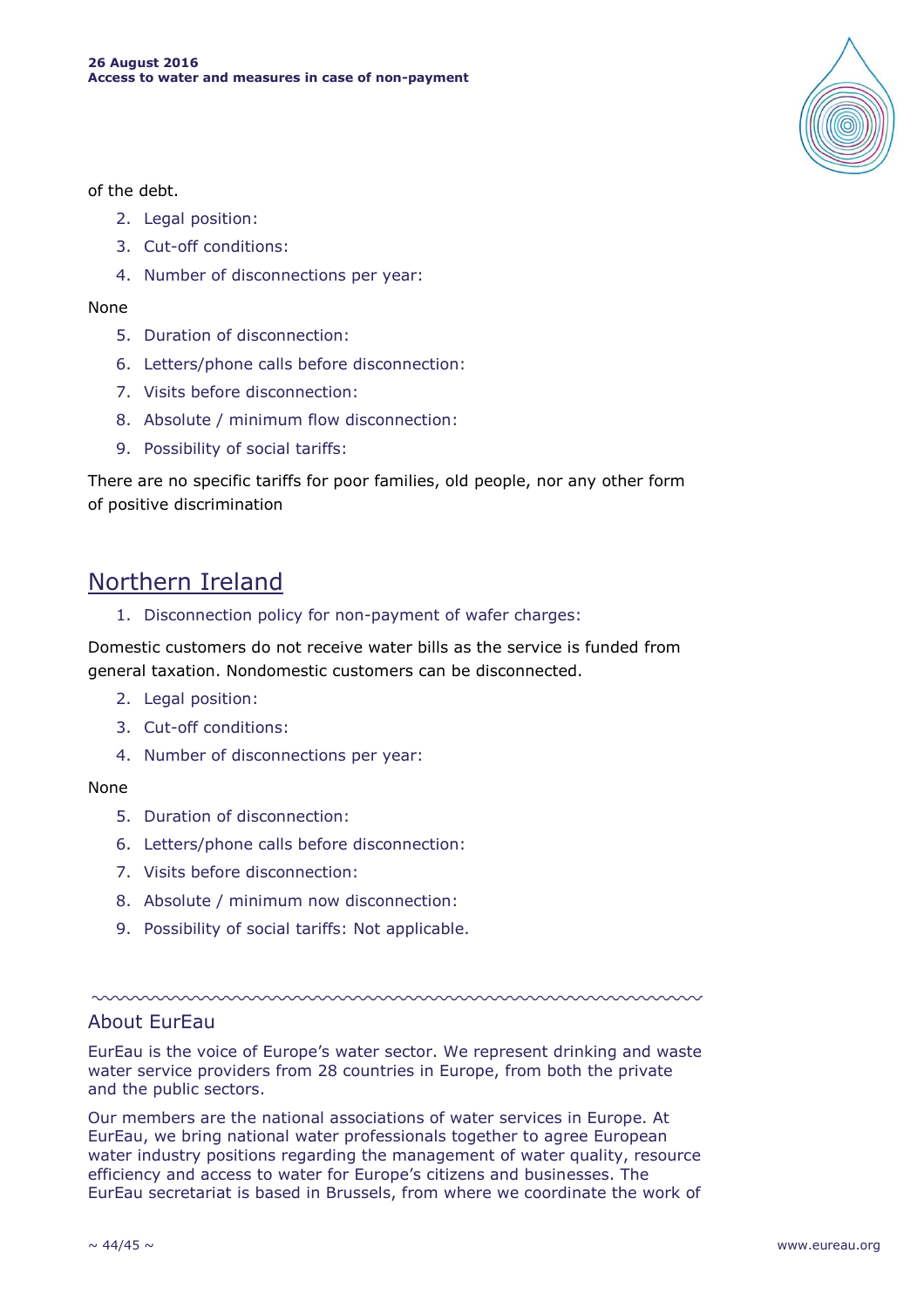of the debt.

2. Legal position:
3. Cut-off conditions:
4. Number of disconnections per year:

None

5. Duration of disconnection:
6. Letters/phone calls before disconnection:
7. Visits before disconnection:
8. Absolute / minimum flow disconnection:
9. Possibility of social tariffs:

There are no specific tariffs for poor families, old people, nor any other form of positive discrimination

## Northern Ireland

1. Disconnection policy for non-payment of wafer charges:

Domestic customers do not receive water bills as the service is funded from general taxation. Nondomestic customers can be disconnected.

2. Legal position:
3. Cut-off conditions:
4. Number of disconnections per year:

None

5. Duration of disconnection:
6. Letters/phone calls before disconnection:
7. Visits before disconnection:
8. Absolute / minimum now disconnection:
9. Possibility of social tariffs: Not applicable.

---

### About EurEau

EurEau is the voice of Europe's water sector. We represent drinking and waste water service providers from 28 countries in Europe, from both the private and the public sectors.

Our members are the national associations of water services in Europe. At EurEau, we bring national water professionals together to agree European water industry positions regarding the management of water quality, resource efficiency and access to water for Europe's citizens and businesses. The EurEau secretariat is based in Brussels, from where we coordinate the work of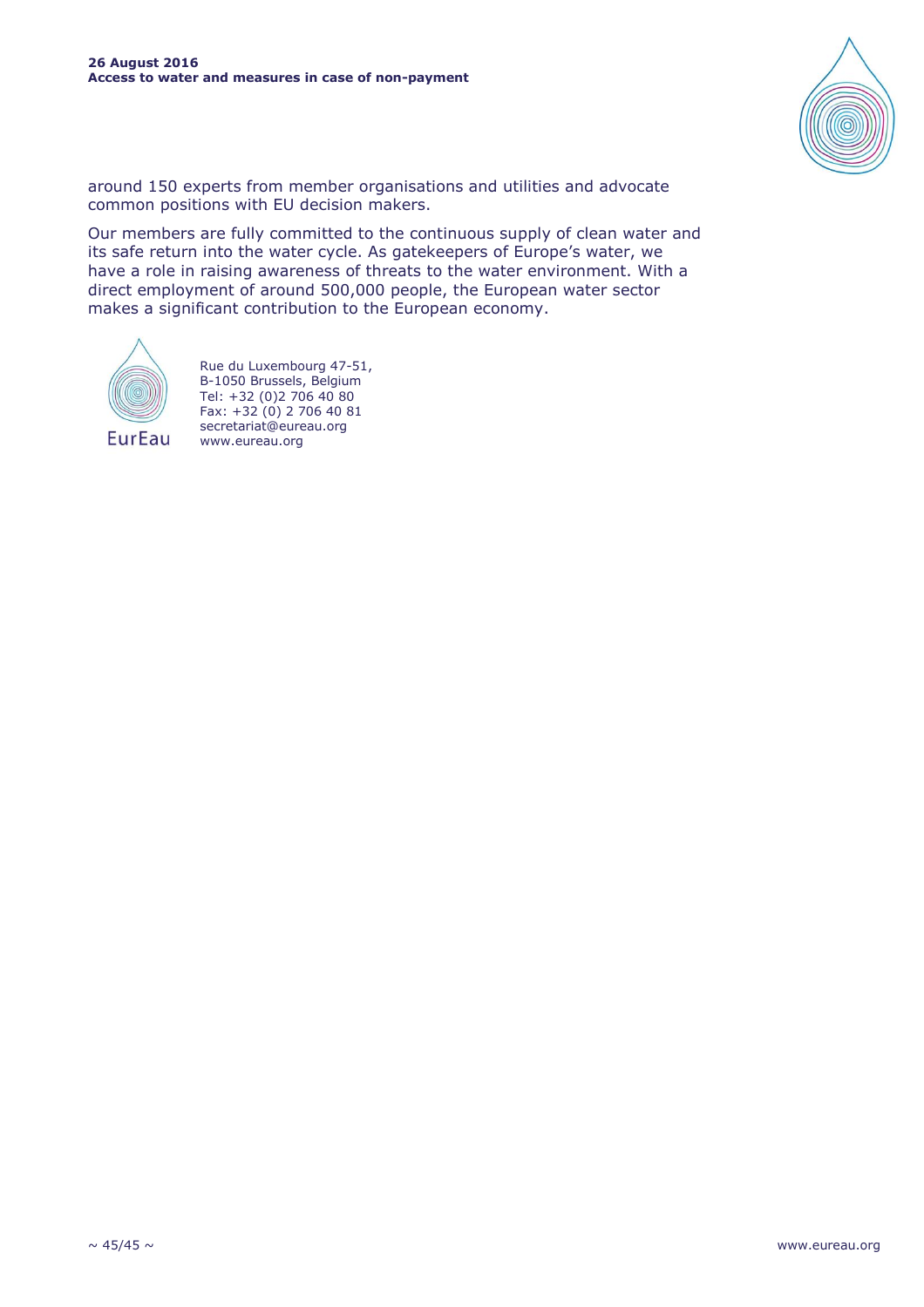around 150 experts from member organisations and utilities and advocate common positions with EU decision makers.

Our members are fully committed to the continuous supply of clean water and its safe return into the water cycle. As gatekeepers of Europe's water, we have a role in raising awareness of threats to the water environment. With a direct employment of around 500,000 people, the European water sector makes a significant contribution to the European economy.

EurEau

Rue du Luxembourg 47-51,
B-1050 Brussels, Belgium
Tel: +32 (0)2 706 40 80
Fax: +32 (0) 2 706 40 81
secretariat@eureau.org
www.eureau.org